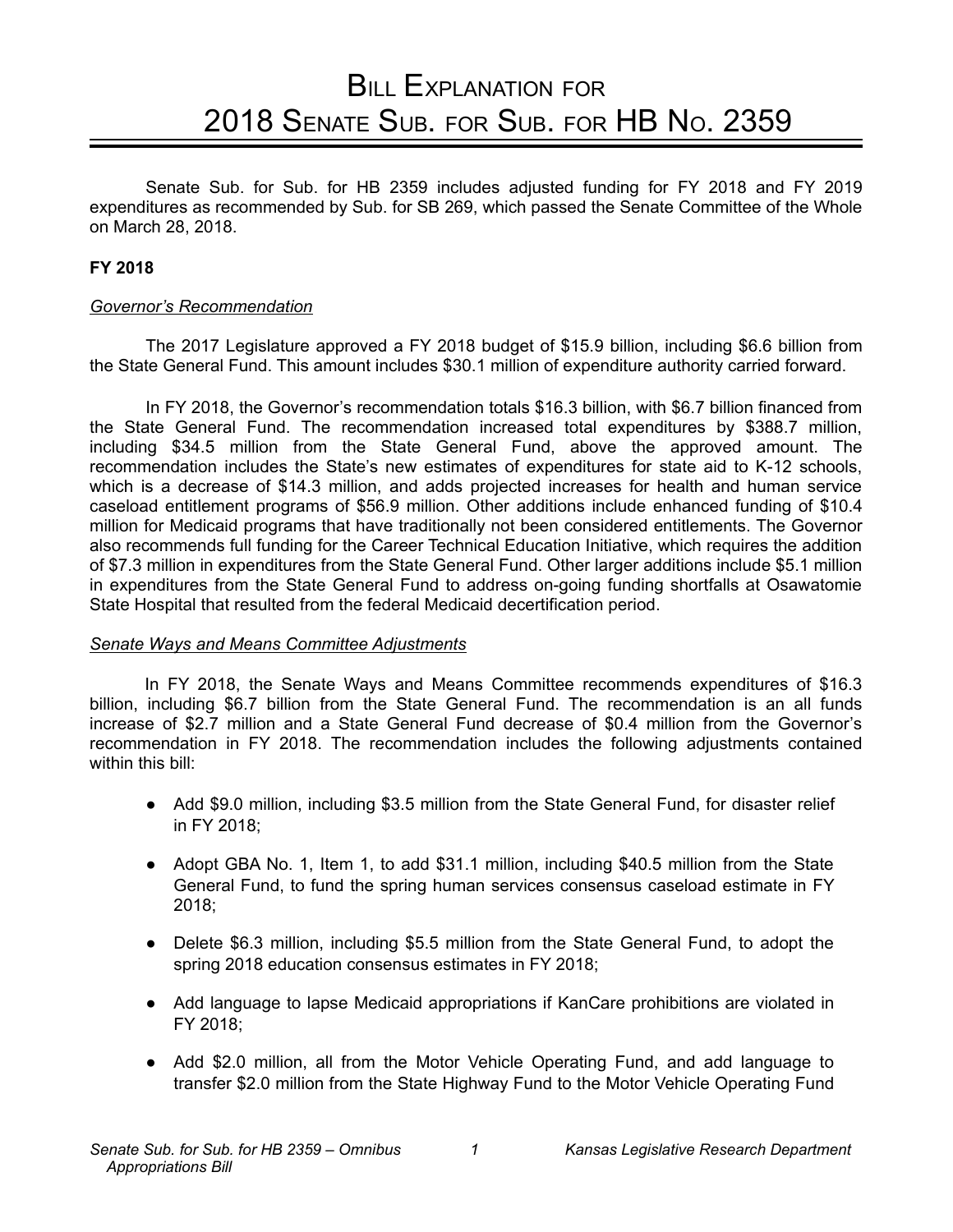# Bill Explanation for 2018 Senate Sub. for Sub. for HB No. 2359

Senate Sub. for Sub. for HB 2359 includes adjusted funding for FY 2018 and FY 2019 expenditures as recommended by Sub. for SB 269, which passed the Senate Committee of the Whole on March 28, 2018.

**FY 2018**

*Governor's Recommendation*

The 2017 Legislature approved a FY 2018 budget of $15.9 billion, including $6.6 billion from the State General Fund. This amount includes $30.1 million of expenditure authority carried forward.

In FY 2018, the Governor's recommendation totals $16.3 billion, with $6.7 billion financed from the State General Fund. The recommendation increased total expenditures by $388.7 million, including $34.5 million from the State General Fund, above the approved amount. The recommendation includes the State's new estimates of expenditures for state aid to K-12 schools, which is a decrease of $14.3 million, and adds projected increases for health and human service caseload entitlement programs of $56.9 million. Other additions include enhanced funding of $10.4 million for Medicaid programs that have traditionally not been considered entitlements. The Governor also recommends full funding for the Career Technical Education Initiative, which requires the addition of $7.3 million in expenditures from the State General Fund. Other larger additions include $5.1 million in expenditures from the State General Fund to address on-going funding shortfalls at Osawatomie State Hospital that resulted from the federal Medicaid decertification period.

*Senate Ways and Means Committee Adjustments*

In FY 2018, the Senate Ways and Means Committee recommends expenditures of $16.3 billion, including $6.7 billion from the State General Fund. The recommendation is an all funds increase of $2.7 million and a State General Fund decrease of $0.4 million from the Governor's recommendation in FY 2018. The recommendation includes the following adjustments contained within this bill:

- Add $9.0 million, including $3.5 million from the State General Fund, for disaster relief in FY 2018;
- Adopt GBA No. 1, Item 1, to add $31.1 million, including $40.5 million from the State General Fund, to fund the spring human services consensus caseload estimate in FY 2018;
- Delete $6.3 million, including $5.5 million from the State General Fund, to adopt the spring 2018 education consensus estimates in FY 2018;
- Add language to lapse Medicaid appropriations if KanCare prohibitions are violated in FY 2018;
- Add $2.0 million, all from the Motor Vehicle Operating Fund, and add language to transfer $2.0 million from the State Highway Fund to the Motor Vehicle Operating Fund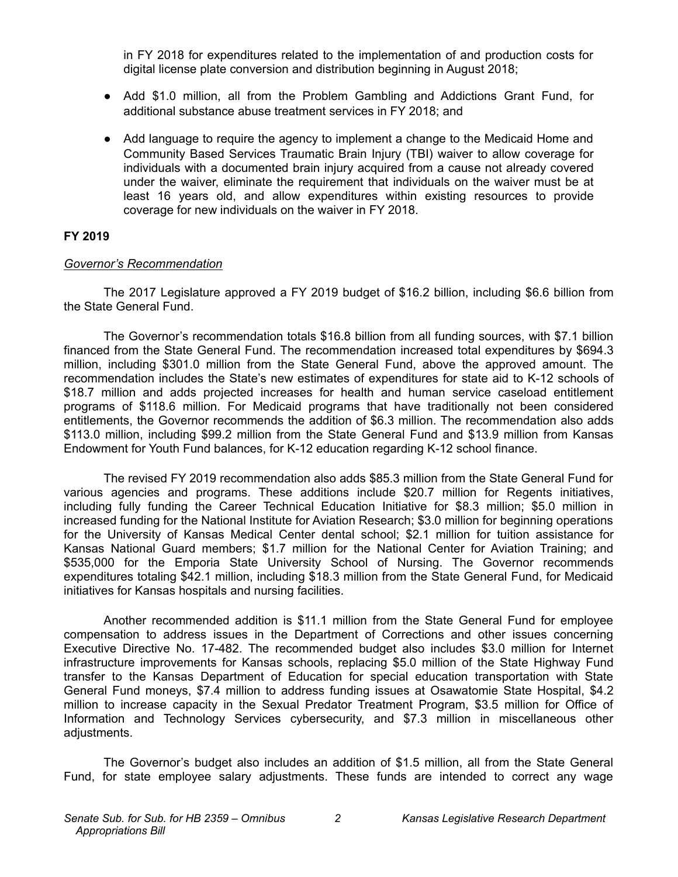in FY 2018 for expenditures related to the implementation of and production costs for digital license plate conversion and distribution beginning in August 2018;

- Add $1.0 million, all from the Problem Gambling and Addictions Grant Fund, for additional substance abuse treatment services in FY 2018; and
- Add language to require the agency to implement a change to the Medicaid Home and Community Based Services Traumatic Brain Injury (TBI) waiver to allow coverage for individuals with a documented brain injury acquired from a cause not already covered under the waiver, eliminate the requirement that individuals on the waiver must be at least 16 years old, and allow expenditures within existing resources to provide coverage for new individuals on the waiver in FY 2018.

**FY 2019**

*Governor's Recommendation*

The 2017 Legislature approved a FY 2019 budget of $16.2 billion, including $6.6 billion from the State General Fund.

The Governor's recommendation totals $16.8 billion from all funding sources, with $7.1 billion financed from the State General Fund. The recommendation increased total expenditures by $694.3 million, including $301.0 million from the State General Fund, above the approved amount. The recommendation includes the State's new estimates of expenditures for state aid to K-12 schools of $18.7 million and adds projected increases for health and human service caseload entitlement programs of $118.6 million. For Medicaid programs that have traditionally not been considered entitlements, the Governor recommends the addition of $6.3 million. The recommendation also adds $113.0 million, including $99.2 million from the State General Fund and $13.9 million from Kansas Endowment for Youth Fund balances, for K-12 education regarding K-12 school finance.

The revised FY 2019 recommendation also adds $85.3 million from the State General Fund for various agencies and programs. These additions include $20.7 million for Regents initiatives, including fully funding the Career Technical Education Initiative for $8.3 million; $5.0 million in increased funding for the National Institute for Aviation Research; $3.0 million for beginning operations for the University of Kansas Medical Center dental school; $2.1 million for tuition assistance for Kansas National Guard members; $1.7 million for the National Center for Aviation Training; and $535,000 for the Emporia State University School of Nursing. The Governor recommends expenditures totaling $42.1 million, including $18.3 million from the State General Fund, for Medicaid initiatives for Kansas hospitals and nursing facilities.

Another recommended addition is $11.1 million from the State General Fund for employee compensation to address issues in the Department of Corrections and other issues concerning Executive Directive No. 17-482. The recommended budget also includes $3.0 million for Internet infrastructure improvements for Kansas schools, replacing $5.0 million of the State Highway Fund transfer to the Kansas Department of Education for special education transportation with State General Fund moneys, $7.4 million to address funding issues at Osawatomie State Hospital, $4.2 million to increase capacity in the Sexual Predator Treatment Program, $3.5 million for Office of Information and Technology Services cybersecurity, and $7.3 million in miscellaneous other adjustments.

The Governor's budget also includes an addition of $1.5 million, all from the State General Fund, for state employee salary adjustments. These funds are intended to correct any wage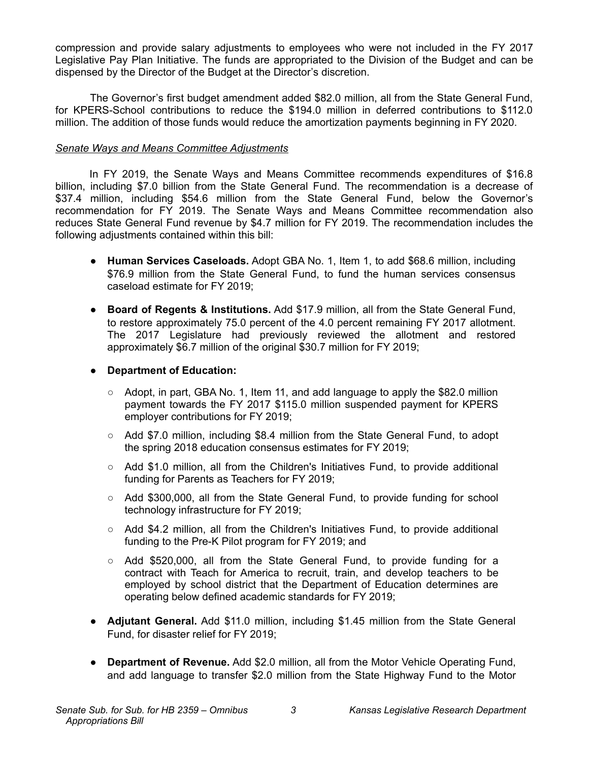compression and provide salary adjustments to employees who were not included in the FY 2017 Legislative Pay Plan Initiative. The funds are appropriated to the Division of the Budget and can be dispensed by the Director of the Budget at the Director's discretion.

The Governor's first budget amendment added $82.0 million, all from the State General Fund, for KPERS-School contributions to reduce the $194.0 million in deferred contributions to $112.0 million. The addition of those funds would reduce the amortization payments beginning in FY 2020.

*Senate Ways and Means Committee Adjustments*

In FY 2019, the Senate Ways and Means Committee recommends expenditures of $16.8 billion, including $7.0 billion from the State General Fund. The recommendation is a decrease of $37.4 million, including $54.6 million from the State General Fund, below the Governor's recommendation for FY 2019. The Senate Ways and Means Committee recommendation also reduces State General Fund revenue by $4.7 million for FY 2019. The recommendation includes the following adjustments contained within this bill:

- **Human Services Caseloads.** Adopt GBA No. 1, Item 1, to add $68.6 million, including $76.9 million from the State General Fund, to fund the human services consensus caseload estimate for FY 2019;
- **Board of Regents & Institutions.** Add $17.9 million, all from the State General Fund, to restore approximately 75.0 percent of the 4.0 percent remaining FY 2017 allotment. The 2017 Legislature had previously reviewed the allotment and restored approximately $6.7 million of the original $30.7 million for FY 2019;
- **Department of Education:**
  - Adopt, in part, GBA No. 1, Item 11, and add language to apply the $82.0 million payment towards the FY 2017 $115.0 million suspended payment for KPERS employer contributions for FY 2019;
  - Add $7.0 million, including $8.4 million from the State General Fund, to adopt the spring 2018 education consensus estimates for FY 2019;
  - Add $1.0 million, all from the Children's Initiatives Fund, to provide additional funding for Parents as Teachers for FY 2019;
  - Add $300,000, all from the State General Fund, to provide funding for school technology infrastructure for FY 2019;
  - Add $4.2 million, all from the Children's Initiatives Fund, to provide additional funding to the Pre-K Pilot program for FY 2019; and
  - Add $520,000, all from the State General Fund, to provide funding for a contract with Teach for America to recruit, train, and develop teachers to be employed by school district that the Department of Education determines are operating below defined academic standards for FY 2019;
- **Adjutant General.** Add $11.0 million, including $1.45 million from the State General Fund, for disaster relief for FY 2019;
- **Department of Revenue.** Add $2.0 million, all from the Motor Vehicle Operating Fund, and add language to transfer $2.0 million from the State Highway Fund to the Motor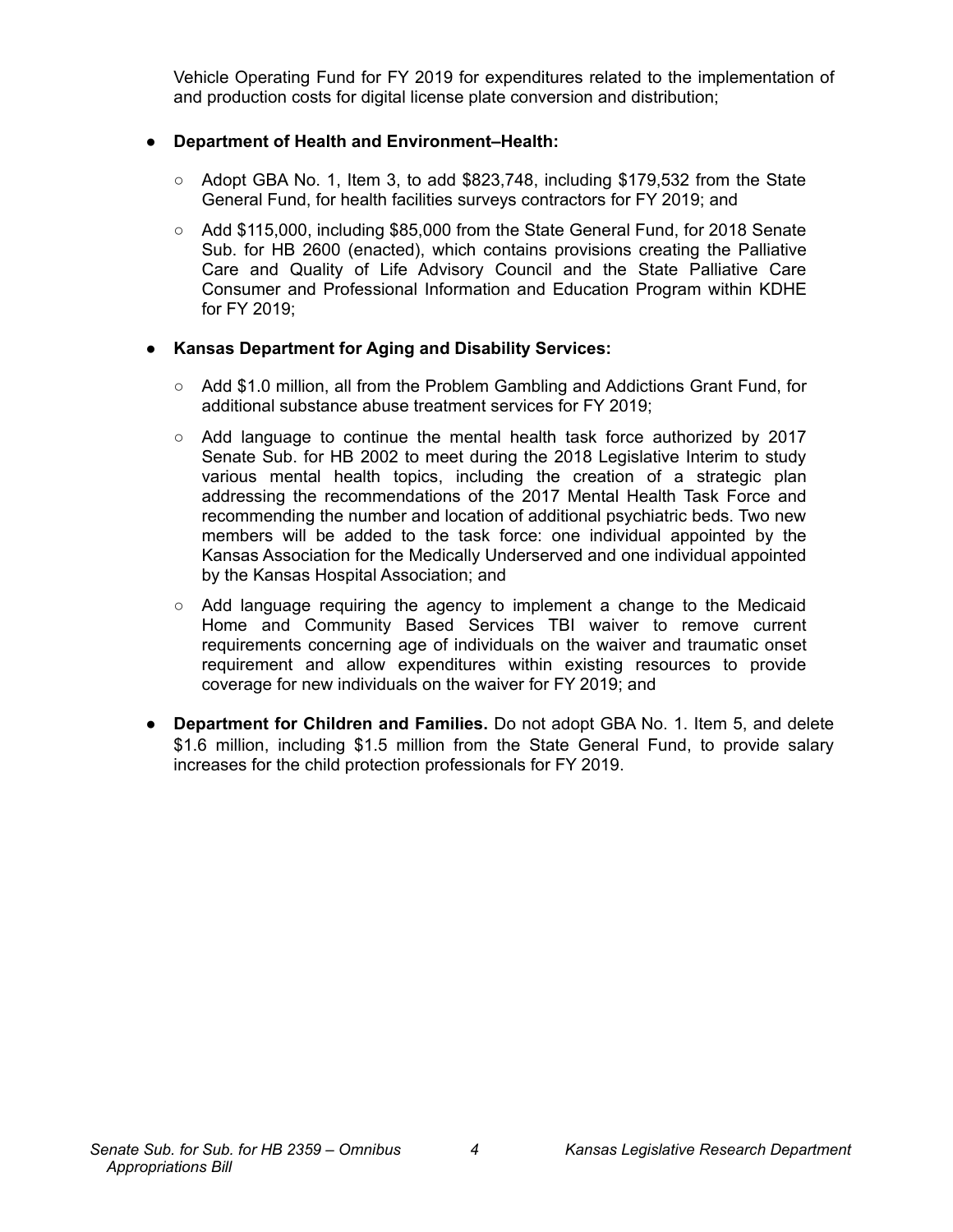Vehicle Operating Fund for FY 2019 for expenditures related to the implementation of and production costs for digital license plate conversion and distribution;

- **Department of Health and Environment–Health:**
  - Adopt GBA No. 1, Item 3, to add $823,748, including $179,532 from the State General Fund, for health facilities surveys contractors for FY 2019; and
  - Add $115,000, including $85,000 from the State General Fund, for 2018 Senate Sub. for HB 2600 (enacted), which contains provisions creating the Palliative Care and Quality of Life Advisory Council and the State Palliative Care Consumer and Professional Information and Education Program within KDHE for FY 2019;

- **Kansas Department for Aging and Disability Services:**
  - Add $1.0 million, all from the Problem Gambling and Addictions Grant Fund, for additional substance abuse treatment services for FY 2019;
  - Add language to continue the mental health task force authorized by 2017 Senate Sub. for HB 2002 to meet during the 2018 Legislative Interim to study various mental health topics, including the creation of a strategic plan addressing the recommendations of the 2017 Mental Health Task Force and recommending the number and location of additional psychiatric beds. Two new members will be added to the task force: one individual appointed by the Kansas Association for the Medically Underserved and one individual appointed by the Kansas Hospital Association; and
  - Add language requiring the agency to implement a change to the Medicaid Home and Community Based Services TBI waiver to remove current requirements concerning age of individuals on the waiver and traumatic onset requirement and allow expenditures within existing resources to provide coverage for new individuals on the waiver for FY 2019; and

- **Department for Children and Families.** Do not adopt GBA No. 1. Item 5, and delete $1.6 million, including $1.5 million from the State General Fund, to provide salary increases for the child protection professionals for FY 2019.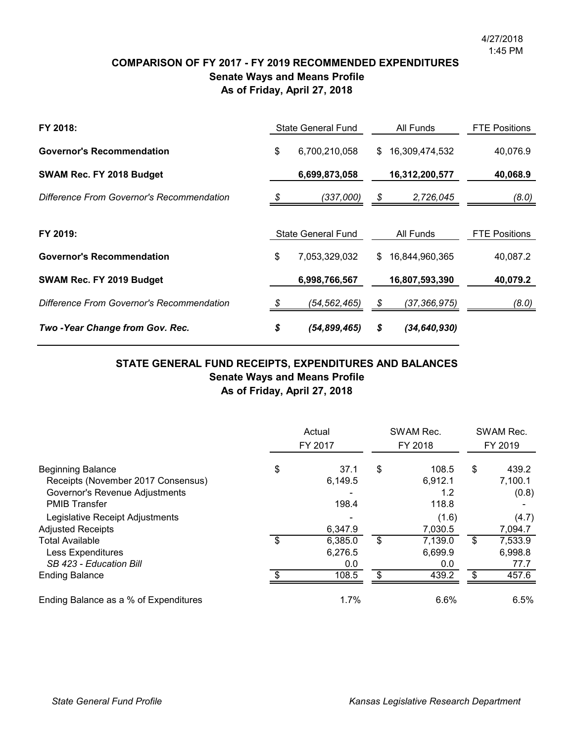4/27/2018
1:45 PM

## COMPARISON OF FY 2017 - FY 2019 RECOMMENDED EXPENDITURES
### Senate Ways and Means Profile
### As of Friday, April 27, 2018

| FY 2018: | State General Fund | All Funds | FTE Positions |
|---|---|---|---|
| **Governor's Recommendation** | $ 6,700,210,058 | $ 16,309,474,532 | 40,076.9 |
| **SWAM Rec. FY 2018 Budget** | **6,699,873,058** | **16,312,200,577** | **40,068.9** |
| *Difference From Governor's Recommendation* | *$ (337,000)* | *$ 2,726,045* | *(8.0)* |

| FY 2019: | State General Fund | All Funds | FTE Positions |
|---|---|---|---|
| **Governor's Recommendation** | $ 7,053,329,032 | $ 16,844,960,365 | 40,087.2 |
| **SWAM Rec. FY 2019 Budget** | **6,998,766,567** | **16,807,593,390** | **40,079.2** |
| *Difference From Governor's Recommendation* | *$ (54,562,465)* | *$ (37,366,975)* | *(8.0)* |
| ***Two -Year Change from Gov. Rec.*** | ***$ (54,899,465)*** | ***$ (34,640,930)*** | |

## STATE GENERAL FUND RECEIPTS, EXPENDITURES AND BALANCES
### Senate Ways and Means Profile
### As of Friday, April 27, 2018

| | Actual FY 2017 | SWAM Rec. FY 2018 | SWAM Rec. FY 2019 |
|---|---|---|---|
| Beginning Balance | $ 37.1 | $ 108.5 | $ 439.2 |
| Receipts (November 2017 Consensus) | 6,149.5 | 6,912.1 | 7,100.1 |
| Governor's Revenue Adjustments | - | 1.2 | (0.8) |
| PMIB Transfer | 198.4 | 118.8 | - |
| Legislative Receipt Adjustments | - | (1.6) | (4.7) |
| Adjusted Receipts | 6,347.9 | 7,030.5 | 7,094.7 |
| Total Available | $ 6,385.0 | $ 7,139.0 | $ 7,533.9 |
| Less Expenditures | 6,276.5 | 6,699.9 | 6,998.8 |
| *SB 423 - Education Bill* | 0.0 | 0.0 | 77.7 |
| Ending Balance | $ 108.5 | $ 439.2 | $ 457.6 |
| Ending Balance as a % of Expenditures | 1.7% | 6.6% | 6.5% |

*State General Fund Profile* *Kansas Legislative Research Department*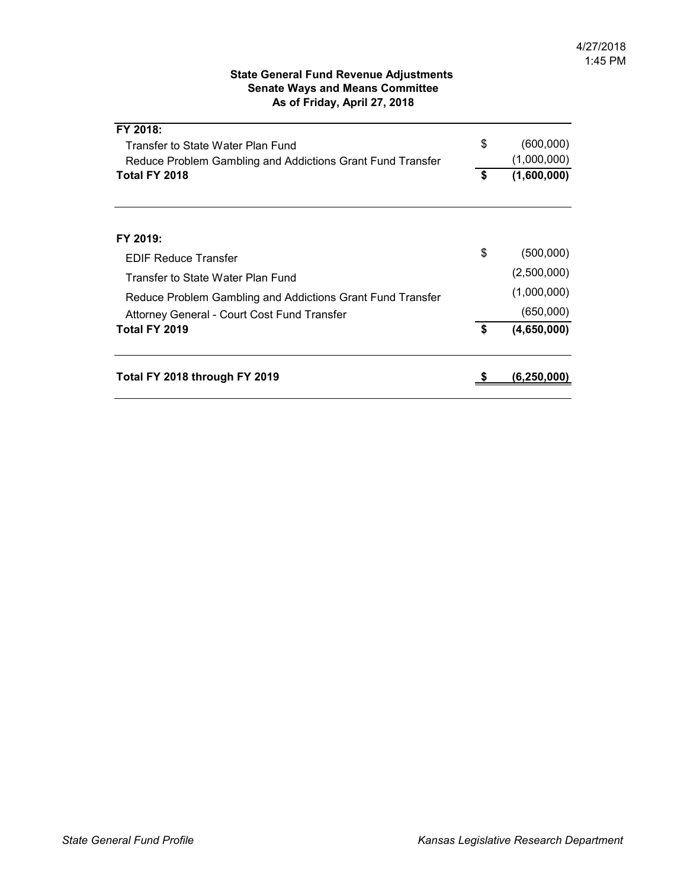4/27/2018
1:45 PM

**State General Fund Revenue Adjustments**
**Senate Ways and Means Committee**
**As of Friday, April 27, 2018**

| | | |
|---|---|---|
| **FY 2018:** | | |
| Transfer to State Water Plan Fund | $ | (600,000) |
| Reduce Problem Gambling and Addictions Grant Fund Transfer | | (1,000,000) |
| **Total FY 2018** | **$** | **(1,600,000)** |
| | | |
| **FY 2019:** | | |
| EDIF Reduce Transfer | $ | (500,000) |
| Transfer to State Water Plan Fund | | (2,500,000) |
| Reduce Problem Gambling and Addictions Grant Fund Transfer | | (1,000,000) |
| Attorney General - Court Cost Fund Transfer | | (650,000) |
| **Total FY 2019** | **$** | **(4,650,000)** |
| | | |
| **Total FY 2018 through FY 2019** | **$** | **(6,250,000)** |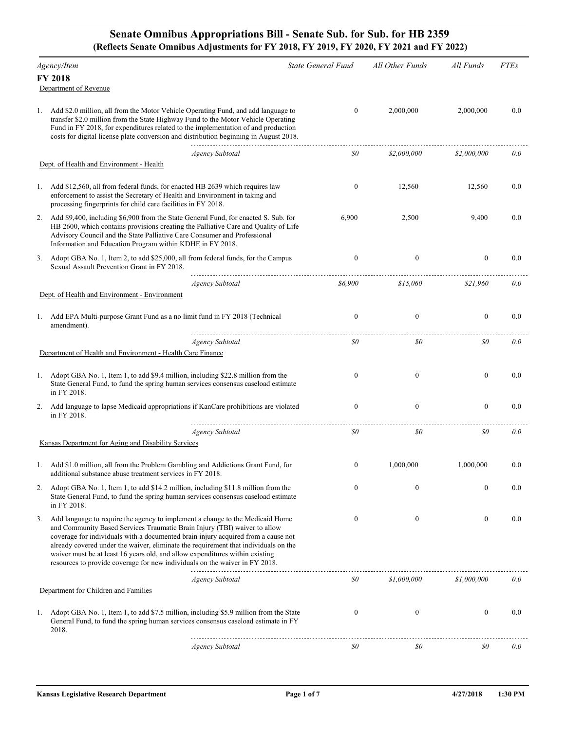# Senate Omnibus Appropriations Bill - Senate Sub. for Sub. for HB 2359

## (Reflects Senate Omnibus Adjustments for FY 2018, FY 2019, FY 2020, FY 2021 and FY 2022)

| Agency/Item | State General Fund | All Other Funds | All Funds | FTEs |
|---|---|---|---|---|
| **FY 2018** | | | | |
| Department of Revenue | | | | |
| 1. Add $2.0 million, all from the Motor Vehicle Operating Fund, and add language to transfer $2.0 million from the State Highway Fund to the Motor Vehicle Operating Fund in FY 2018, for expenditures related to the implementation of and production costs for digital license plate conversion and distribution beginning in August 2018. | 0 | 2,000,000 | 2,000,000 | 0.0 |
| *Agency Subtotal* | *$0* | *$2,000,000* | *$2,000,000* | *0.0* |
| Dept. of Health and Environment - Health | | | | |
| 1. Add $12,560, all from federal funds, for enacted HB 2639 which requires law enforcement to assist the Secretary of Health and Environment in taking and processing fingerprints for child care facilities in FY 2018. | 0 | 12,560 | 12,560 | 0.0 |
| 2. Add $9,400, including $6,900 from the State General Fund, for enacted S. Sub. for HB 2600, which contains provisions creating the Palliative Care and Quality of Life Advisory Council and the State Palliative Care Consumer and Professional Information and Education Program within KDHE in FY 2018. | 6,900 | 2,500 | 9,400 | 0.0 |
| 3. Adopt GBA No. 1, Item 2, to add $25,000, all from federal funds, for the Campus Sexual Assault Prevention Grant in FY 2018. | 0 | 0 | 0 | 0.0 |
| *Agency Subtotal* | *$6,900* | *$15,060* | *$21,960* | *0.0* |
| Dept. of Health and Environment - Environment | | | | |
| 1. Add EPA Multi-purpose Grant Fund as a no limit fund in FY 2018 (Technical amendment). | 0 | 0 | 0 | 0.0 |
| *Agency Subtotal* | *$0* | *$0* | *$0* | *0.0* |
| Department of Health and Environment - Health Care Finance | | | | |
| 1. Adopt GBA No. 1, Item 1, to add $9.4 million, including $22.8 million from the State General Fund, to fund the spring human services consensus caseload estimate in FY 2018. | 0 | 0 | 0 | 0.0 |
| 2. Add language to lapse Medicaid appropriations if KanCare prohibitions are violated in FY 2018. | 0 | 0 | 0 | 0.0 |
| *Agency Subtotal* | *$0* | *$0* | *$0* | *0.0* |
| Kansas Department for Aging and Disability Services | | | | |
| 1. Add $1.0 million, all from the Problem Gambling and Addictions Grant Fund, for additional substance abuse treatment services in FY 2018. | 0 | 1,000,000 | 1,000,000 | 0.0 |
| 2. Adopt GBA No. 1, Item 1, to add $14.2 million, including $11.8 million from the State General Fund, to fund the spring human services consensus caseload estimate in FY 2018. | 0 | 0 | 0 | 0.0 |
| 3. Add language to require the agency to implement a change to the Medicaid Home and Community Based Services Traumatic Brain Injury (TBI) waiver to allow coverage for individuals with a documented brain injury acquired from a cause not already covered under the waiver, eliminate the requirement that individuals on the waiver must be at least 16 years old, and allow expenditures within existing resources to provide coverage for new individuals on the waiver in FY 2018. | 0 | 0 | 0 | 0.0 |
| *Agency Subtotal* | *$0* | *$1,000,000* | *$1,000,000* | *0.0* |
| Department for Children and Families | | | | |
| 1. Adopt GBA No. 1, Item 1, to add $7.5 million, including $5.9 million from the State General Fund, to fund the spring human services consensus caseload estimate in FY 2018. | 0 | 0 | 0 | 0.0 |
| *Agency Subtotal* | *$0* | *$0* | *$0* | *0.0* |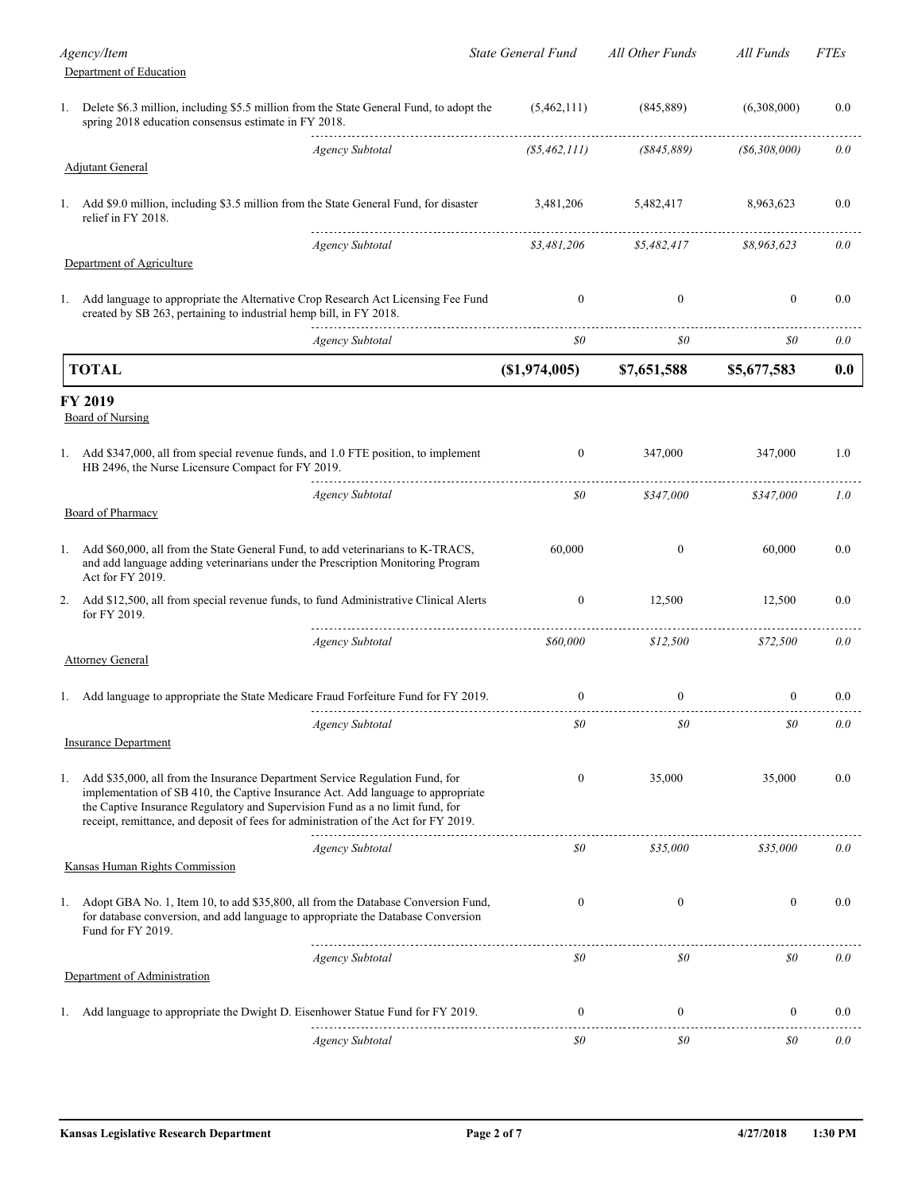| Agency/Item | State General Fund | All Other Funds | All Funds | FTEs |
|---|---|---|---|---|
| Department of Education | | | | |
| 1. Delete $6.3 million, including $5.5 million from the State General Fund, to adopt the spring 2018 education consensus estimate in FY 2018. | (5,462,111) | (845,889) | (6,308,000) | 0.0 |
| *Agency Subtotal* | *($5,462,111)* | *($845,889)* | *($6,308,000)* | *0.0* |
| Adjutant General | | | | |
| 1. Add $9.0 million, including $3.5 million from the State General Fund, for disaster relief in FY 2018. | 3,481,206 | 5,482,417 | 8,963,623 | 0.0 |
| *Agency Subtotal* | *$3,481,206* | *$5,482,417* | *$8,963,623* | *0.0* |
| Department of Agriculture | | | | |
| 1. Add language to appropriate the Alternative Crop Research Act Licensing Fee Fund created by SB 263, pertaining to industrial hemp bill, in FY 2018. | 0 | 0 | 0 | 0.0 |
| *Agency Subtotal* | *$0* | *$0* | *$0* | *0.0* |
| **TOTAL** | **($1,974,005)** | **$7,651,588** | **$5,677,583** | **0.0** |

## FY 2019

| Agency/Item | State General Fund | All Other Funds | All Funds | FTEs |
|---|---|---|---|---|
| Board of Nursing | | | | |
| 1. Add $347,000, all from special revenue funds, and 1.0 FTE position, to implement HB 2496, the Nurse Licensure Compact for FY 2019. | 0 | 347,000 | 347,000 | 1.0 |
| *Agency Subtotal* | *$0* | *$347,000* | *$347,000* | *1.0* |
| Board of Pharmacy | | | | |
| 1. Add $60,000, all from the State General Fund, to add veterinarians to K-TRACS, and add language adding veterinarians under the Prescription Monitoring Program Act for FY 2019. | 60,000 | 0 | 60,000 | 0.0 |
| 2. Add $12,500, all from special revenue funds, to fund Administrative Clinical Alerts for FY 2019. | 0 | 12,500 | 12,500 | 0.0 |
| *Agency Subtotal* | *$60,000* | *$12,500* | *$72,500* | *0.0* |
| Attorney General | | | | |
| 1. Add language to appropriate the State Medicare Fraud Forfeiture Fund for FY 2019. | 0 | 0 | 0 | 0.0 |
| *Agency Subtotal* | *$0* | *$0* | *$0* | *0.0* |
| Insurance Department | | | | |
| 1. Add $35,000, all from the Insurance Department Service Regulation Fund, for implementation of SB 410, the Captive Insurance Act. Add language to appropriate the Captive Insurance Regulatory and Supervision Fund as a no limit fund, for receipt, remittance, and deposit of fees for administration of the Act for FY 2019. | 0 | 35,000 | 35,000 | 0.0 |
| *Agency Subtotal* | *$0* | *$35,000* | *$35,000* | *0.0* |
| Kansas Human Rights Commission | | | | |
| 1. Adopt GBA No. 1, Item 10, to add $35,800, all from the Database Conversion Fund, for database conversion, and add language to appropriate the Database Conversion Fund for FY 2019. | 0 | 0 | 0 | 0.0 |
| *Agency Subtotal* | *$0* | *$0* | *$0* | *0.0* |
| Department of Administration | | | | |
| 1. Add language to appropriate the Dwight D. Eisenhower Statue Fund for FY 2019. | 0 | 0 | 0 | 0.0 |
| *Agency Subtotal* | *$0* | *$0* | *$0* | *0.0* |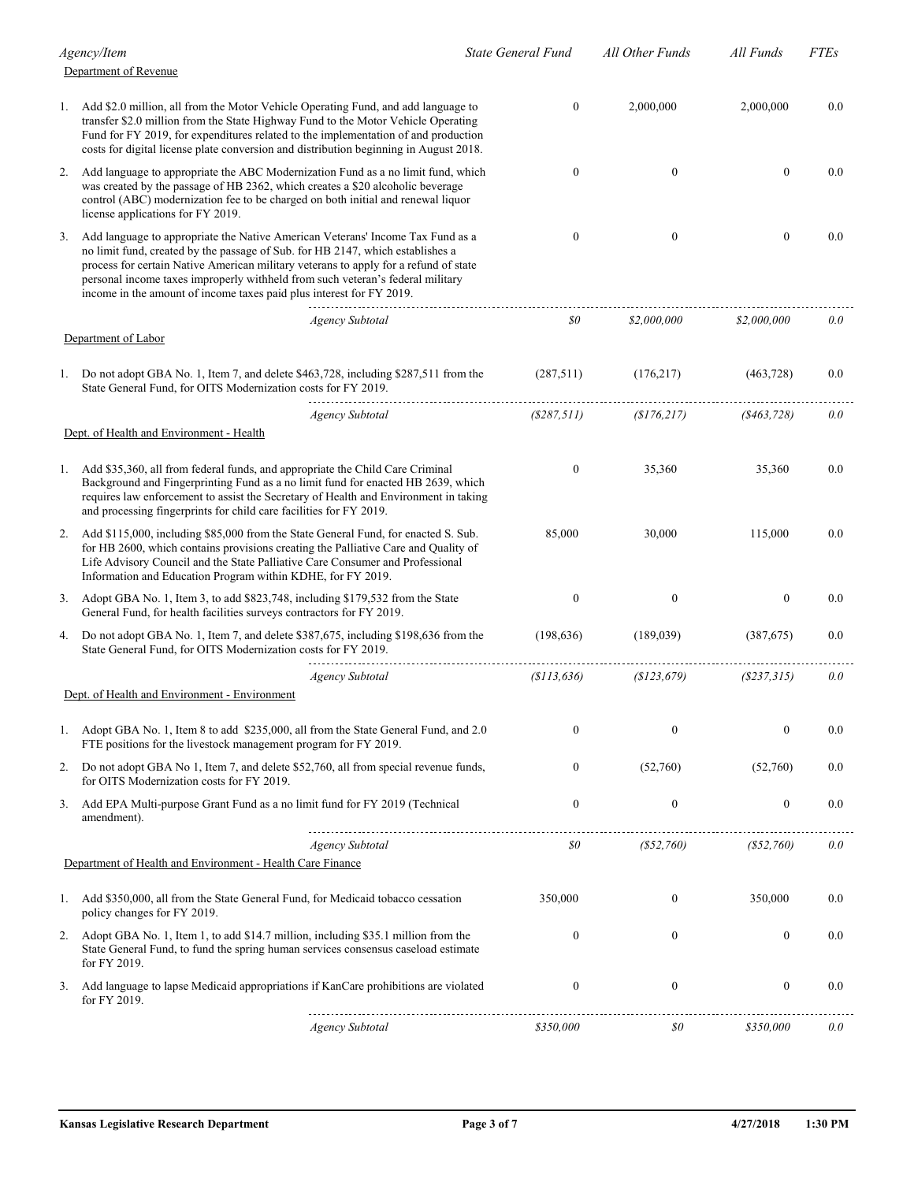| Agency/Item | State General Fund | All Other Funds | All Funds | FTEs |
|---|---|---|---|---|
| **Department of Revenue** | | | | |
| 1. Add $2.0 million, all from the Motor Vehicle Operating Fund, and add language to transfer $2.0 million from the State Highway Fund to the Motor Vehicle Operating Fund for FY 2019, for expenditures related to the implementation of and production costs for digital license plate conversion and distribution beginning in August 2018. | 0 | 2,000,000 | 2,000,000 | 0.0 |
| 2. Add language to appropriate the ABC Modernization Fund as a no limit fund, which was created by the passage of HB 2362, which creates a $20 alcoholic beverage control (ABC) modernization fee to be charged on both initial and renewal liquor license applications for FY 2019. | 0 | 0 | 0 | 0.0 |
| 3. Add language to appropriate the Native American Veterans' Income Tax Fund as a no limit fund, created by the passage of Sub. for HB 2147, which establishes a process for certain Native American military veterans to apply for a refund of state personal income taxes improperly withheld from such veteran's federal military income in the amount of income taxes paid plus interest for FY 2019. | 0 | 0 | 0 | 0.0 |
| *Agency Subtotal* | *$0* | *$2,000,000* | *$2,000,000* | *0.0* |
| **Department of Labor** | | | | |
| 1. Do not adopt GBA No. 1, Item 7, and delete $463,728, including $287,511 from the State General Fund, for OITS Modernization costs for FY 2019. | (287,511) | (176,217) | (463,728) | 0.0 |
| *Agency Subtotal* | *($287,511)* | *($176,217)* | *($463,728)* | *0.0* |
| **Dept. of Health and Environment - Health** | | | | |
| 1. Add $35,360, all from federal funds, and appropriate the Child Care Criminal Background and Fingerprinting Fund as a no limit fund for enacted HB 2639, which requires law enforcement to assist the Secretary of Health and Environment in taking and processing fingerprints for child care facilities for FY 2019. | 0 | 35,360 | 35,360 | 0.0 |
| 2. Add $115,000, including $85,000 from the State General Fund, for enacted S. Sub. for HB 2600, which contains provisions creating the Palliative Care and Quality of Life Advisory Council and the State Palliative Care Consumer and Professional Information and Education Program within KDHE, for FY 2019. | 85,000 | 30,000 | 115,000 | 0.0 |
| 3. Adopt GBA No. 1, Item 3, to add $823,748, including $179,532 from the State General Fund, for health facilities surveys contractors for FY 2019. | 0 | 0 | 0 | 0.0 |
| 4. Do not adopt GBA No. 1, Item 7, and delete $387,675, including $198,636 from the State General Fund, for OITS Modernization costs for FY 2019. | (198,636) | (189,039) | (387,675) | 0.0 |
| *Agency Subtotal* | *($113,636)* | *($123,679)* | *($237,315)* | *0.0* |
| **Dept. of Health and Environment - Environment** | | | | |
| 1. Adopt GBA No. 1, Item 8 to add $235,000, all from the State General Fund, and 2.0 FTE positions for the livestock management program for FY 2019. | 0 | 0 | 0 | 0.0 |
| 2. Do not adopt GBA No 1, Item 7, and delete $52,760, all from special revenue funds, for OITS Modernization costs for FY 2019. | 0 | (52,760) | (52,760) | 0.0 |
| 3. Add EPA Multi-purpose Grant Fund as a no limit fund for FY 2019 (Technical amendment). | 0 | 0 | 0 | 0.0 |
| *Agency Subtotal* | *$0* | *($52,760)* | *($52,760)* | *0.0* |
| **Department of Health and Environment - Health Care Finance** | | | | |
| 1. Add $350,000, all from the State General Fund, for Medicaid tobacco cessation policy changes for FY 2019. | 350,000 | 0 | 350,000 | 0.0 |
| 2. Adopt GBA No. 1, Item 1, to add $14.7 million, including $35.1 million from the State General Fund, to fund the spring human services consensus caseload estimate for FY 2019. | 0 | 0 | 0 | 0.0 |
| 3. Add language to lapse Medicaid appropriations if KanCare prohibitions are violated for FY 2019. | 0 | 0 | 0 | 0.0 |
| *Agency Subtotal* | *$350,000* | *$0* | *$350,000* | *0.0* |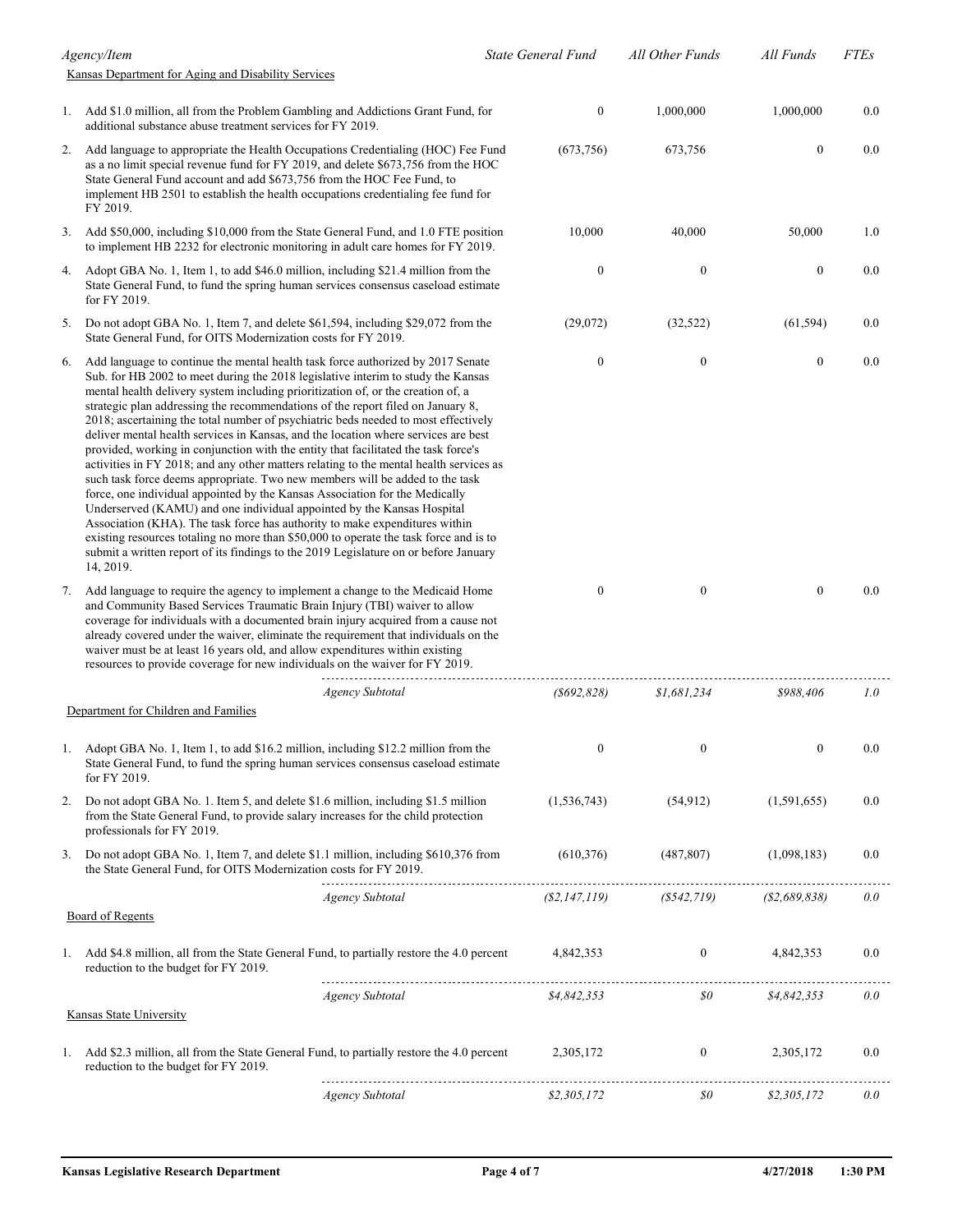| Agency/Item | State General Fund | All Other Funds | All Funds | FTEs |
|---|---|---|---|---|
| **Kansas Department for Aging and Disability Services** | | | | |
| 1. Add $1.0 million, all from the Problem Gambling and Addictions Grant Fund, for additional substance abuse treatment services for FY 2019. | 0 | 1,000,000 | 1,000,000 | 0.0 |
| 2. Add language to appropriate the Health Occupations Credentialing (HOC) Fee Fund as a no limit special revenue fund for FY 2019, and delete $673,756 from the HOC State General Fund account and add $673,756 from the HOC Fee Fund, to implement HB 2501 to establish the health occupations credentialing fee fund for FY 2019. | (673,756) | 673,756 | 0 | 0.0 |
| 3. Add $50,000, including $10,000 from the State General Fund, and 1.0 FTE position to implement HB 2232 for electronic monitoring in adult care homes for FY 2019. | 10,000 | 40,000 | 50,000 | 1.0 |
| 4. Adopt GBA No. 1, Item 1, to add $46.0 million, including $21.4 million from the State General Fund, to fund the spring human services consensus caseload estimate for FY 2019. | 0 | 0 | 0 | 0.0 |
| 5. Do not adopt GBA No. 1, Item 7, and delete $61,594, including $29,072 from the State General Fund, for OITS Modernization costs for FY 2019. | (29,072) | (32,522) | (61,594) | 0.0 |
| 6. Add language to continue the mental health task force authorized by 2017 Senate Sub. for HB 2002 to meet during the 2018 legislative interim to study the Kansas mental health delivery system including prioritization of, or the creation of, a strategic plan addressing the recommendations of the report filed on January 8, 2018; ascertaining the total number of psychiatric beds needed to most effectively deliver mental health services in Kansas, and the location where services are best provided, working in conjunction with the entity that facilitated the task force's activities in FY 2018; and any other matters relating to the mental health services as such task force deems appropriate. Two new members will be added to the task force, one individual appointed by the Kansas Association for the Medically Underserved (KAMU) and one individual appointed by the Kansas Hospital Association (KHA). The task force has authority to make expenditures within existing resources totaling no more than $50,000 to operate the task force and is to submit a written report of its findings to the 2019 Legislature on or before January 14, 2019. | 0 | 0 | 0 | 0.0 |
| 7. Add language to require the agency to implement a change to the Medicaid Home and Community Based Services Traumatic Brain Injury (TBI) waiver to allow coverage for individuals with a documented brain injury acquired from a cause not already covered under the waiver, eliminate the requirement that individuals on the waiver must be at least 16 years old, and allow expenditures within existing resources to provide coverage for new individuals on the waiver for FY 2019. | 0 | 0 | 0 | 0.0 |
| *Agency Subtotal* | *($692,828)* | *$1,681,234* | *$988,406* | *1.0* |
| **Department for Children and Families** | | | | |
| 1. Adopt GBA No. 1, Item 1, to add $16.2 million, including $12.2 million from the State General Fund, to fund the spring human services consensus caseload estimate for FY 2019. | 0 | 0 | 0 | 0.0 |
| 2. Do not adopt GBA No. 1. Item 5, and delete $1.6 million, including $1.5 million from the State General Fund, to provide salary increases for the child protection professionals for FY 2019. | (1,536,743) | (54,912) | (1,591,655) | 0.0 |
| 3. Do not adopt GBA No. 1, Item 7, and delete $1.1 million, including $610,376 from the State General Fund, for OITS Modernization costs for FY 2019. | (610,376) | (487,807) | (1,098,183) | 0.0 |
| *Agency Subtotal* | *($2,147,119)* | *($542,719)* | *($2,689,838)* | *0.0* |
| **Board of Regents** | | | | |
| 1. Add $4.8 million, all from the State General Fund, to partially restore the 4.0 percent reduction to the budget for FY 2019. | 4,842,353 | 0 | 4,842,353 | 0.0 |
| *Agency Subtotal* | *$4,842,353* | *$0* | *$4,842,353* | *0.0* |
| **Kansas State University** | | | | |
| 1. Add $2.3 million, all from the State General Fund, to partially restore the 4.0 percent reduction to the budget for FY 2019. | 2,305,172 | 0 | 2,305,172 | 0.0 |
| *Agency Subtotal* | *$2,305,172* | *$0* | *$2,305,172* | *0.0* |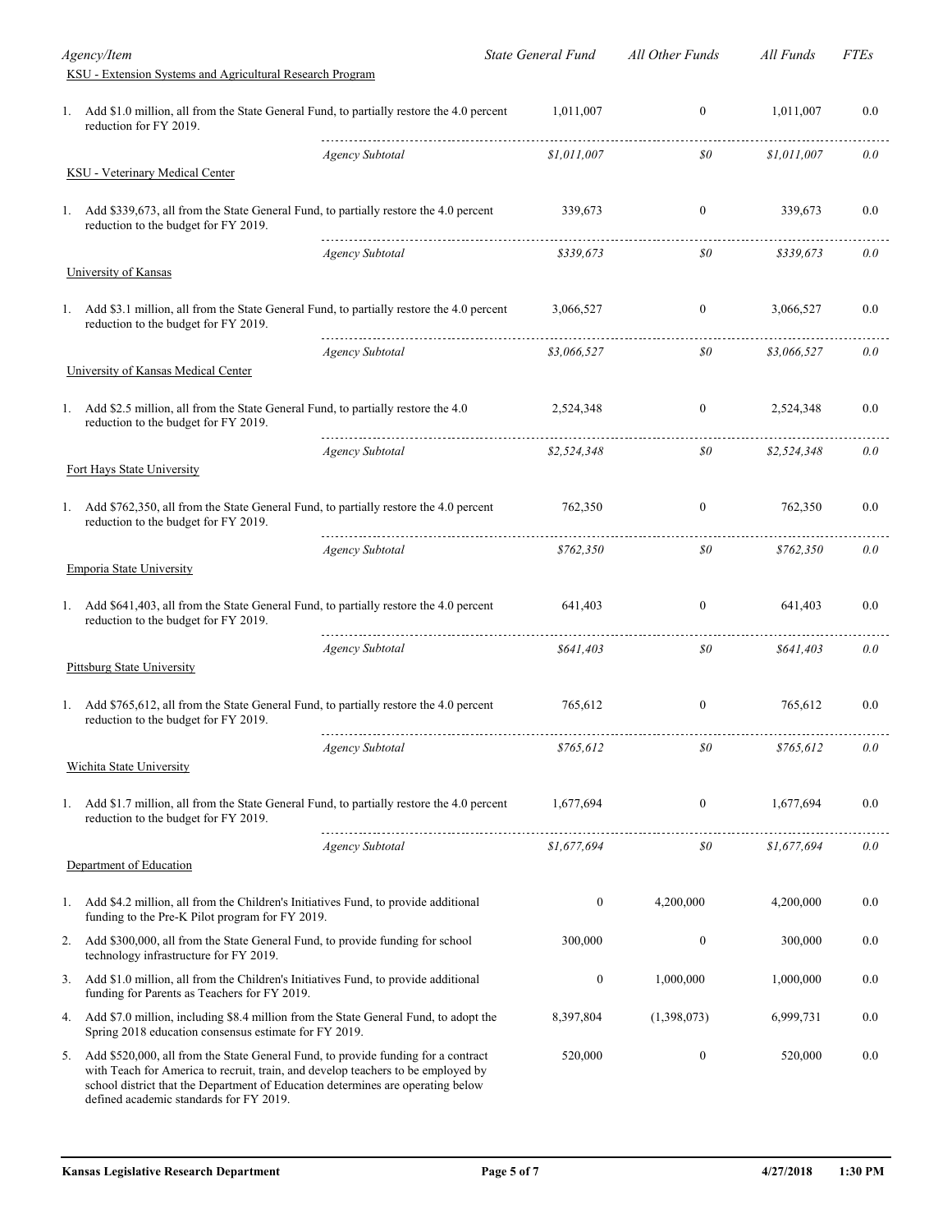| Agency/Item | State General Fund | All Other Funds | All Funds | FTEs |
|---|---|---|---|---|
| **KSU - Extension Systems and Agricultural Research Program** | | | | |
| 1. Add $1.0 million, all from the State General Fund, to partially restore the 4.0 percent reduction for FY 2019. | 1,011,007 | 0 | 1,011,007 | 0.0 |
| *Agency Subtotal* | *$1,011,007* | *$0* | *$1,011,007* | *0.0* |
| **KSU - Veterinary Medical Center** | | | | |
| 1. Add $339,673, all from the State General Fund, to partially restore the 4.0 percent reduction to the budget for FY 2019. | 339,673 | 0 | 339,673 | 0.0 |
| *Agency Subtotal* | *$339,673* | *$0* | *$339,673* | *0.0* |
| **University of Kansas** | | | | |
| 1. Add $3.1 million, all from the State General Fund, to partially restore the 4.0 percent reduction to the budget for FY 2019. | 3,066,527 | 0 | 3,066,527 | 0.0 |
| *Agency Subtotal* | *$3,066,527* | *$0* | *$3,066,527* | *0.0* |
| **University of Kansas Medical Center** | | | | |
| 1. Add $2.5 million, all from the State General Fund, to partially restore the 4.0 reduction to the budget for FY 2019. | 2,524,348 | 0 | 2,524,348 | 0.0 |
| *Agency Subtotal* | *$2,524,348* | *$0* | *$2,524,348* | *0.0* |
| **Fort Hays State University** | | | | |
| 1. Add $762,350, all from the State General Fund, to partially restore the 4.0 percent reduction to the budget for FY 2019. | 762,350 | 0 | 762,350 | 0.0 |
| *Agency Subtotal* | *$762,350* | *$0* | *$762,350* | *0.0* |
| **Emporia State University** | | | | |
| 1. Add $641,403, all from the State General Fund, to partially restore the 4.0 percent reduction to the budget for FY 2019. | 641,403 | 0 | 641,403 | 0.0 |
| *Agency Subtotal* | *$641,403* | *$0* | *$641,403* | *0.0* |
| **Pittsburg State University** | | | | |
| 1. Add $765,612, all from the State General Fund, to partially restore the 4.0 percent reduction to the budget for FY 2019. | 765,612 | 0 | 765,612 | 0.0 |
| *Agency Subtotal* | *$765,612* | *$0* | *$765,612* | *0.0* |
| **Wichita State University** | | | | |
| 1. Add $1.7 million, all from the State General Fund, to partially restore the 4.0 percent reduction to the budget for FY 2019. | 1,677,694 | 0 | 1,677,694 | 0.0 |
| *Agency Subtotal* | *$1,677,694* | *$0* | *$1,677,694* | *0.0* |
| **Department of Education** | | | | |
| 1. Add $4.2 million, all from the Children's Initiatives Fund, to provide additional funding to the Pre-K Pilot program for FY 2019. | 0 | 4,200,000 | 4,200,000 | 0.0 |
| 2. Add $300,000, all from the State General Fund, to provide funding for school technology infrastructure for FY 2019. | 300,000 | 0 | 300,000 | 0.0 |
| 3. Add $1.0 million, all from the Children's Initiatives Fund, to provide additional funding for Parents as Teachers for FY 2019. | 0 | 1,000,000 | 1,000,000 | 0.0 |
| 4. Add $7.0 million, including $8.4 million from the State General Fund, to adopt the Spring 2018 education consensus estimate for FY 2019. | 8,397,804 | (1,398,073) | 6,999,731 | 0.0 |
| 5. Add $520,000, all from the State General Fund, to provide funding for a contract with Teach for America to recruit, train, and develop teachers to be employed by school district that the Department of Education determines are operating below defined academic standards for FY 2019. | 520,000 | 0 | 520,000 | 0.0 |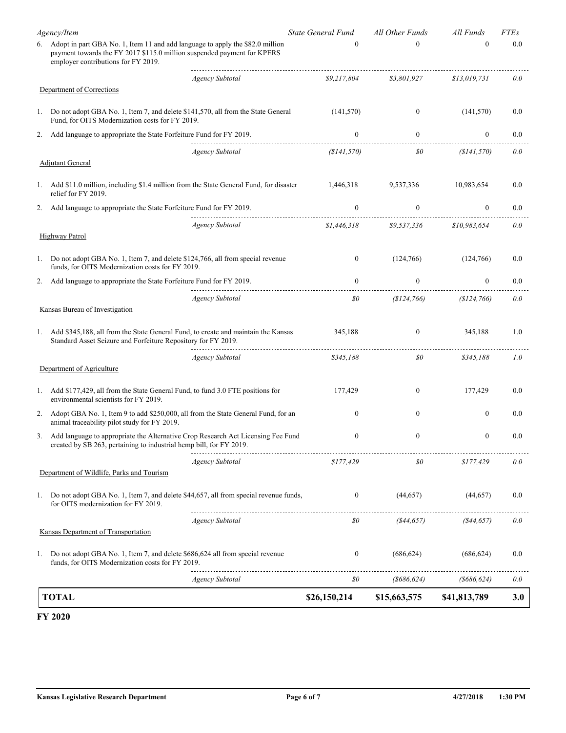| Agency/Item | State General Fund | All Other Funds | All Funds | FTEs |
|---|---|---|---|---|
| 6. Adopt in part GBA No. 1, Item 11 and add language to apply the $82.0 million payment towards the FY 2017 $115.0 million suspended payment for KPERS employer contributions for FY 2019. | 0 | 0 | 0 | 0.0 |
| *Agency Subtotal* | *$9,217,804* | *$3,801,927* | *$13,019,731* | *0.0* |
| Department of Corrections | | | | |
| 1. Do not adopt GBA No. 1, Item 7, and delete $141,570, all from the State General Fund, for OITS Modernization costs for FY 2019. | (141,570) | 0 | (141,570) | 0.0 |
| 2. Add language to appropriate the State Forfeiture Fund for FY 2019. | 0 | 0 | 0 | 0.0 |
| *Agency Subtotal* | *($141,570)* | *$0* | *($141,570)* | *0.0* |
| Adjutant General | | | | |
| 1. Add $11.0 million, including $1.4 million from the State General Fund, for disaster relief for FY 2019. | 1,446,318 | 9,537,336 | 10,983,654 | 0.0 |
| 2. Add language to appropriate the State Forfeiture Fund for FY 2019. | 0 | 0 | 0 | 0.0 |
| *Agency Subtotal* | *$1,446,318* | *$9,537,336* | *$10,983,654* | *0.0* |
| Highway Patrol | | | | |
| 1. Do not adopt GBA No. 1, Item 7, and delete $124,766, all from special revenue funds, for OITS Modernization costs for FY 2019. | 0 | (124,766) | (124,766) | 0.0 |
| 2. Add language to appropriate the State Forfeiture Fund for FY 2019. | 0 | 0 | 0 | 0.0 |
| *Agency Subtotal* | *$0* | *($124,766)* | *($124,766)* | *0.0* |
| Kansas Bureau of Investigation | | | | |
| 1. Add $345,188, all from the State General Fund, to create and maintain the Kansas Standard Asset Seizure and Forfeiture Repository for FY 2019. | 345,188 | 0 | 345,188 | 1.0 |
| *Agency Subtotal* | *$345,188* | *$0* | *$345,188* | *1.0* |
| Department of Agriculture | | | | |
| 1. Add $177,429, all from the State General Fund, to fund 3.0 FTE positions for environmental scientists for FY 2019. | 177,429 | 0 | 177,429 | 0.0 |
| 2. Adopt GBA No. 1, Item 9 to add $250,000, all from the State General Fund, for an animal traceability pilot study for FY 2019. | 0 | 0 | 0 | 0.0 |
| 3. Add language to appropriate the Alternative Crop Research Act Licensing Fee Fund created by SB 263, pertaining to industrial hemp bill, for FY 2019. | 0 | 0 | 0 | 0.0 |
| *Agency Subtotal* | *$177,429* | *$0* | *$177,429* | *0.0* |
| Department of Wildlife, Parks and Tourism | | | | |
| 1. Do not adopt GBA No. 1, Item 7, and delete $44,657, all from special revenue funds, for OITS modernization for FY 2019. | 0 | (44,657) | (44,657) | 0.0 |
| *Agency Subtotal* | *$0* | *($44,657)* | *($44,657)* | *0.0* |
| Kansas Department of Transportation | | | | |
| 1. Do not adopt GBA No. 1, Item 7, and delete $686,624 all from special revenue funds, for OITS Modernization costs for FY 2019. | 0 | (686,624) | (686,624) | 0.0 |
| *Agency Subtotal* | *$0* | *($686,624)* | *($686,624)* | *0.0* |
| **TOTAL** | **$26,150,214** | **$15,663,575** | **$41,813,789** | **3.0** |

**FY 2020**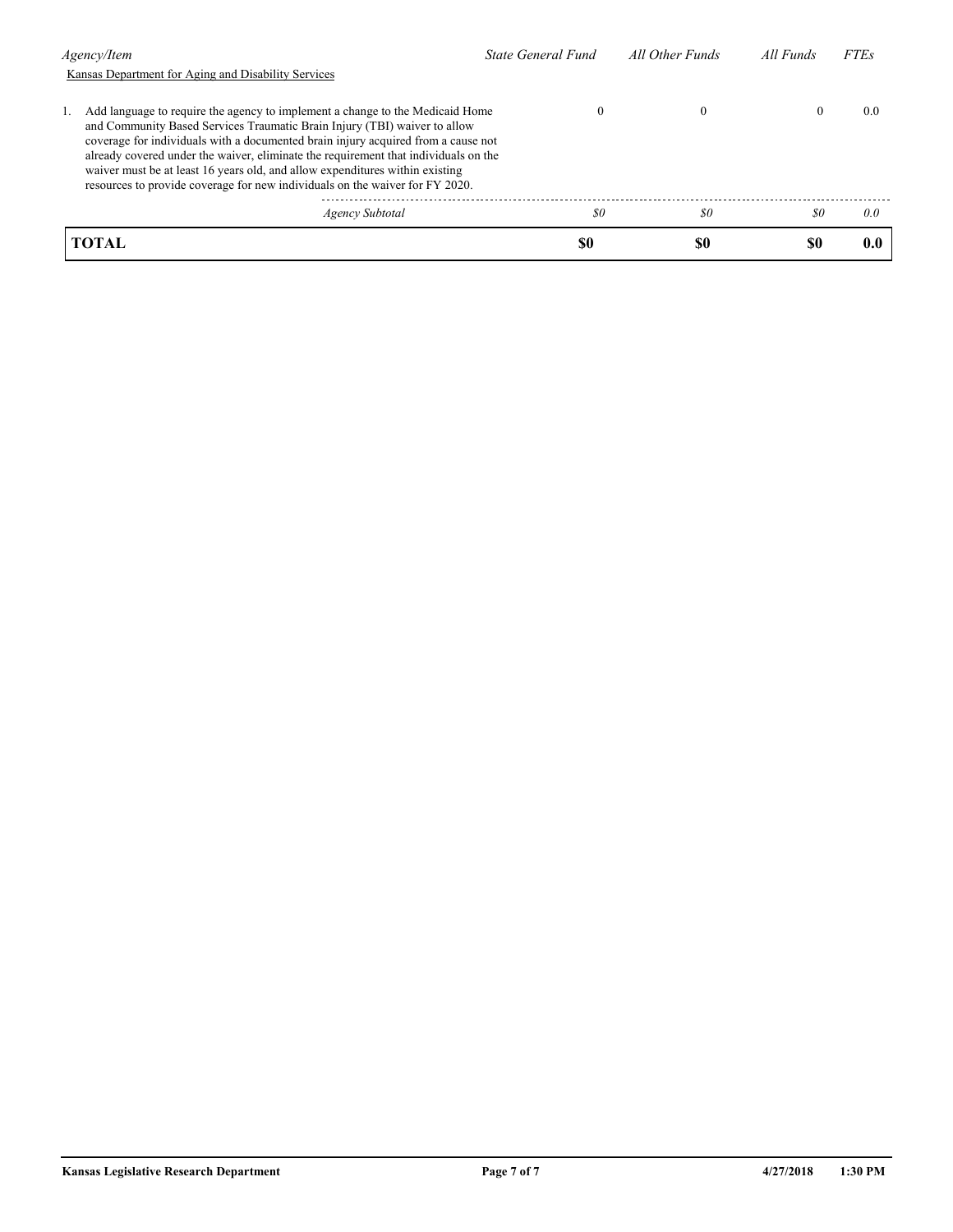| *Agency/Item* | *State General Fund* | *All Other Funds* | *All Funds* | *FTEs* |
|---|---|---|---|---|
| Kansas Department for Aging and Disability Services | | | | |
| 1. Add language to require the agency to implement a change to the Medicaid Home and Community Based Services Traumatic Brain Injury (TBI) waiver to allow coverage for individuals with a documented brain injury acquired from a cause not already covered under the waiver, eliminate the requirement that individuals on the waiver must be at least 16 years old, and allow expenditures within existing resources to provide coverage for new individuals on the waiver for FY 2020. | 0 | 0 | 0 | 0.0 |
| *Agency Subtotal* | *$0* | *$0* | *$0* | *0.0* |
| **TOTAL** | **$0** | **$0** | **$0** | **0.0** |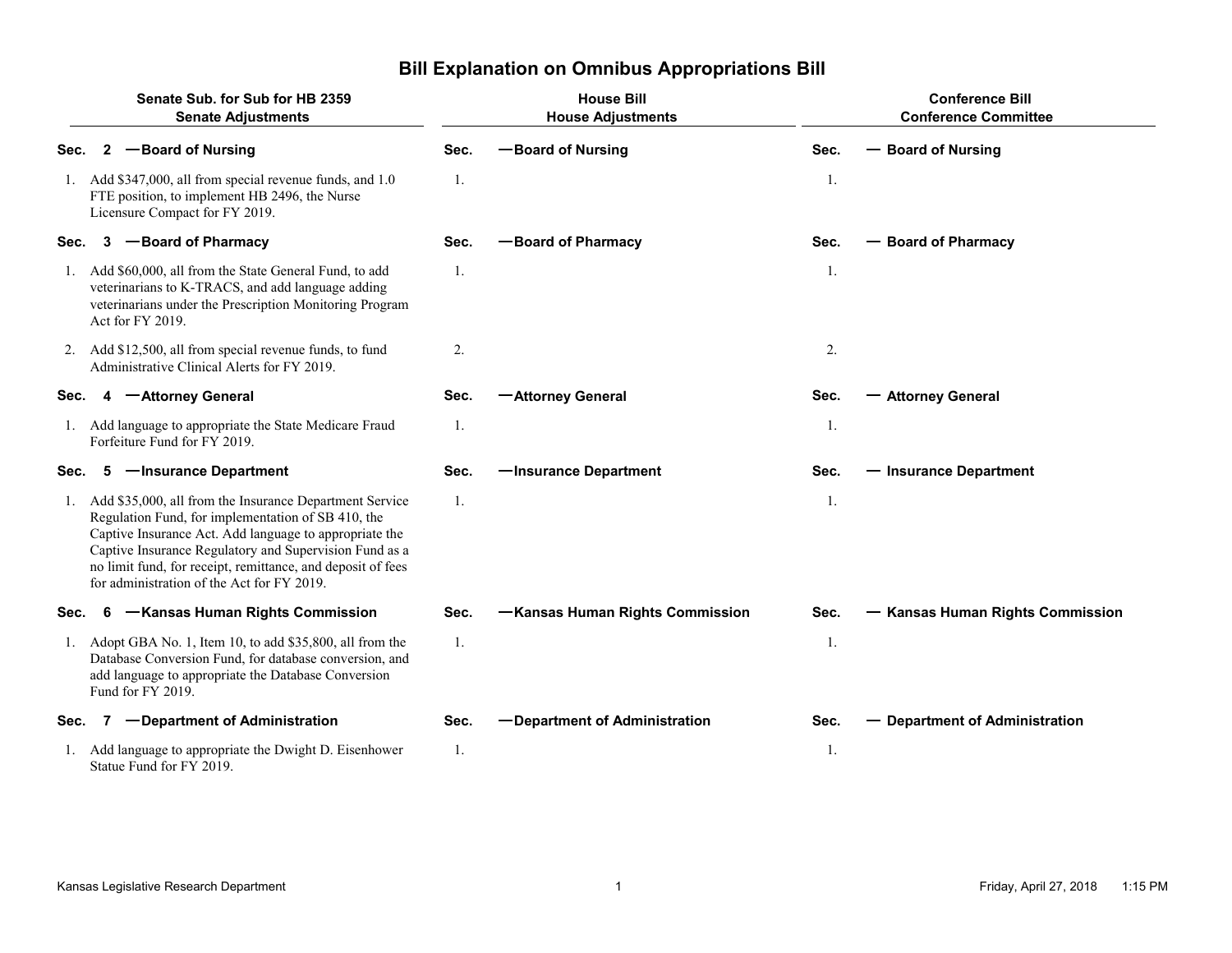# Bill Explanation on Omnibus Appropriations Bill

| Senate Sub. for Sub for HB 2359<br>Senate Adjustments | House Bill<br>House Adjustments | Conference Bill<br>Conference Committee |
|---|---|---|
| **Sec. 2 — Board of Nursing** | **Sec. — Board of Nursing** | **Sec. — Board of Nursing** |
| 1. Add $347,000, all from special revenue funds, and 1.0 FTE position, to implement HB 2496, the Nurse Licensure Compact for FY 2019. | 1. | 1. |
| **Sec. 3 — Board of Pharmacy** | **Sec. — Board of Pharmacy** | **Sec. — Board of Pharmacy** |
| 1. Add $60,000, all from the State General Fund, to add veterinarians to K-TRACS, and add language adding veterinarians under the Prescription Monitoring Program Act for FY 2019. | 1. | 1. |
| 2. Add $12,500, all from special revenue funds, to fund Administrative Clinical Alerts for FY 2019. | 2. | 2. |
| **Sec. 4 — Attorney General** | **Sec. — Attorney General** | **Sec. — Attorney General** |
| 1. Add language to appropriate the State Medicare Fraud Forfeiture Fund for FY 2019. | 1. | 1. |
| **Sec. 5 — Insurance Department** | **Sec. — Insurance Department** | **Sec. — Insurance Department** |
| 1. Add $35,000, all from the Insurance Department Service Regulation Fund, for implementation of SB 410, the Captive Insurance Act. Add language to appropriate the Captive Insurance Regulatory and Supervision Fund as a no limit fund, for receipt, remittance, and deposit of fees for administration of the Act for FY 2019. | 1. | 1. |
| **Sec. 6 — Kansas Human Rights Commission** | **Sec. — Kansas Human Rights Commission** | **Sec. — Kansas Human Rights Commission** |
| 1. Adopt GBA No. 1, Item 10, to add $35,800, all from the Database Conversion Fund, for database conversion, and add language to appropriate the Database Conversion Fund for FY 2019. | 1. | 1. |
| **Sec. 7 — Department of Administration** | **Sec. — Department of Administration** | **Sec. — Department of Administration** |
| 1. Add language to appropriate the Dwight D. Eisenhower Statue Fund for FY 2019. | 1. | 1. |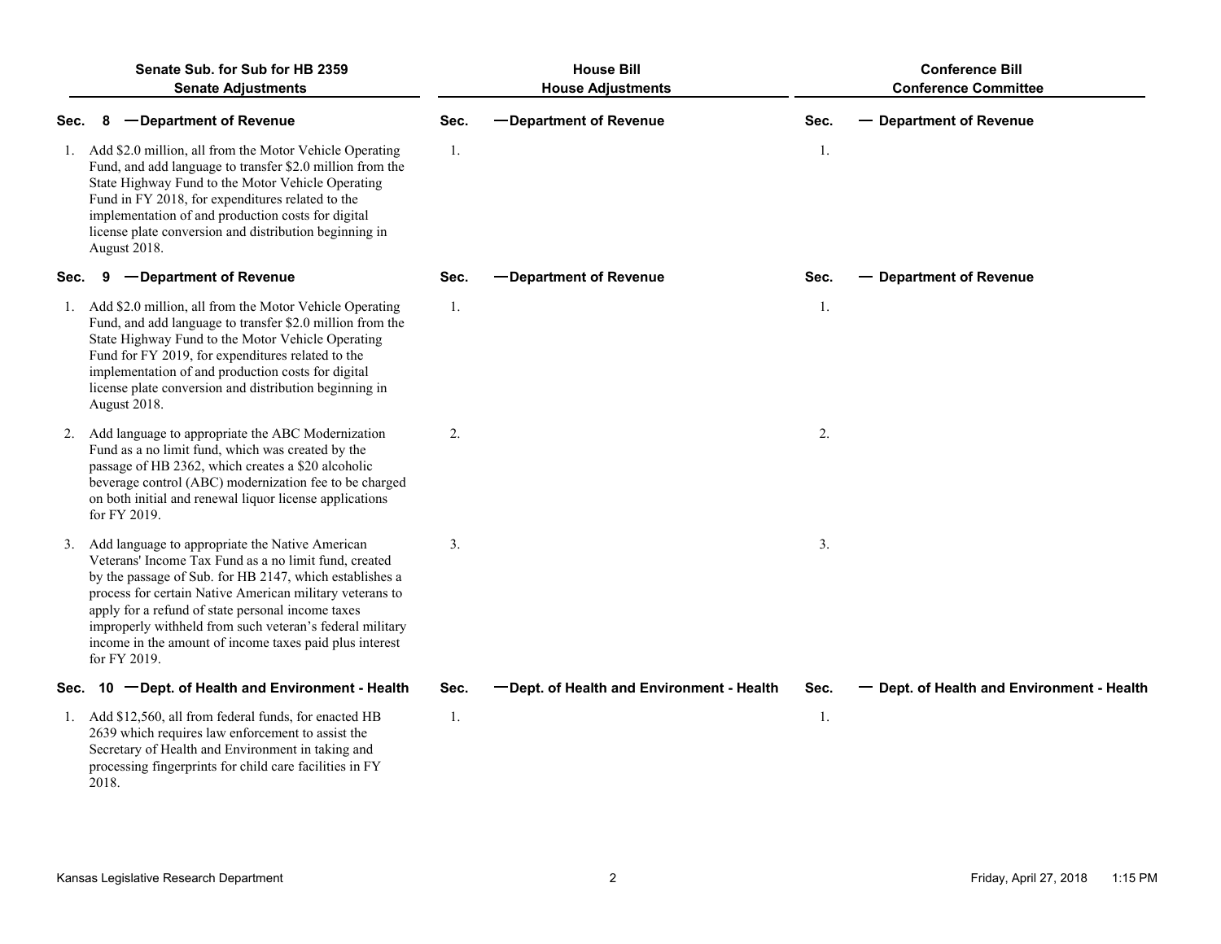| Senate Sub. for Sub for HB 2359<br>Senate Adjustments | House Bill<br>House Adjustments | Conference Bill<br>Conference Committee |
|---|---|---|
| **Sec. 8 — Department of Revenue** | **Sec. — Department of Revenue** | **Sec. — Department of Revenue** |
| 1. Add $2.0 million, all from the Motor Vehicle Operating Fund, and add language to transfer $2.0 million from the State Highway Fund to the Motor Vehicle Operating Fund in FY 2018, for expenditures related to the implementation of and production costs for digital license plate conversion and distribution beginning in August 2018. | 1. | 1. |
| **Sec. 9 — Department of Revenue** | **Sec. — Department of Revenue** | **Sec. — Department of Revenue** |
| 1. Add $2.0 million, all from the Motor Vehicle Operating Fund, and add language to transfer $2.0 million from the State Highway Fund to the Motor Vehicle Operating Fund for FY 2019, for expenditures related to the implementation of and production costs for digital license plate conversion and distribution beginning in August 2018. | 1. | 1. |
| 2. Add language to appropriate the ABC Modernization Fund as a no limit fund, which was created by the passage of HB 2362, which creates a $20 alcoholic beverage control (ABC) modernization fee to be charged on both initial and renewal liquor license applications for FY 2019. | 2. | 2. |
| 3. Add language to appropriate the Native American Veterans' Income Tax Fund as a no limit fund, created by the passage of Sub. for HB 2147, which establishes a process for certain Native American military veterans to apply for a refund of state personal income taxes improperly withheld from such veteran's federal military income in the amount of income taxes paid plus interest for FY 2019. | 3. | 3. |
| **Sec. 10 — Dept. of Health and Environment - Health** | **Sec. — Dept. of Health and Environment - Health** | **Sec. — Dept. of Health and Environment - Health** |
| 1. Add $12,560, all from federal funds, for enacted HB 2639 which requires law enforcement to assist the Secretary of Health and Environment in taking and processing fingerprints for child care facilities in FY 2018. | 1. | 1. |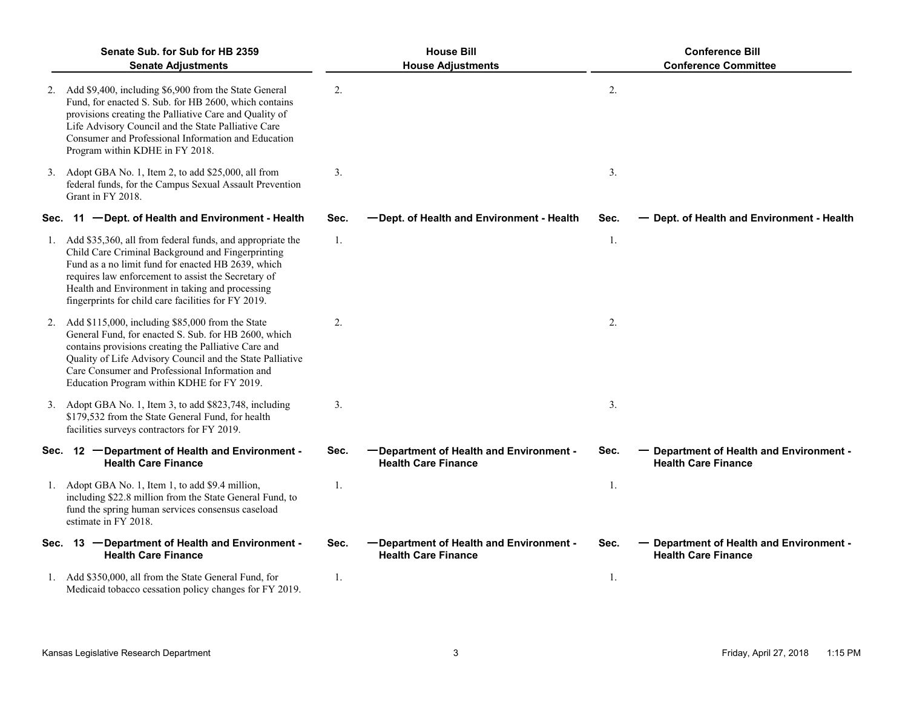| Senate Sub. for Sub for HB 2359<br>Senate Adjustments | House Bill<br>House Adjustments | Conference Bill<br>Conference Committee |
|---|---|---|
| 2. Add $9,400, including $6,900 from the State General Fund, for enacted S. Sub. for HB 2600, which contains provisions creating the Palliative Care and Quality of Life Advisory Council and the State Palliative Care Consumer and Professional Information and Education Program within KDHE in FY 2018. | 2. | 2. |
| 3. Adopt GBA No. 1, Item 2, to add $25,000, all from federal funds, for the Campus Sexual Assault Prevention Grant in FY 2018. | 3. | 3. |
| **Sec. 11 — Dept. of Health and Environment - Health** | **Sec. — Dept. of Health and Environment - Health** | **Sec. — Dept. of Health and Environment - Health** |
| 1. Add $35,360, all from federal funds, and appropriate the Child Care Criminal Background and Fingerprinting Fund as a no limit fund for enacted HB 2639, which requires law enforcement to assist the Secretary of Health and Environment in taking and processing fingerprints for child care facilities for FY 2019. | 1. | 1. |
| 2. Add $115,000, including $85,000 from the State General Fund, for enacted S. Sub. for HB 2600, which contains provisions creating the Palliative Care and Quality of Life Advisory Council and the State Palliative Care Consumer and Professional Information and Education Program within KDHE for FY 2019. | 2. | 2. |
| 3. Adopt GBA No. 1, Item 3, to add $823,748, including $179,532 from the State General Fund, for health facilities surveys contractors for FY 2019. | 3. | 3. |
| **Sec. 12 — Department of Health and Environment - Health Care Finance** | **Sec. — Department of Health and Environment - Health Care Finance** | **Sec. — Department of Health and Environment - Health Care Finance** |
| 1. Adopt GBA No. 1, Item 1, to add $9.4 million, including $22.8 million from the State General Fund, to fund the spring human services consensus caseload estimate in FY 2018. | 1. | 1. |
| **Sec. 13 — Department of Health and Environment - Health Care Finance** | **Sec. — Department of Health and Environment - Health Care Finance** | **Sec. — Department of Health and Environment - Health Care Finance** |
| 1. Add $350,000, all from the State General Fund, for Medicaid tobacco cessation policy changes for FY 2019. | 1. | 1. |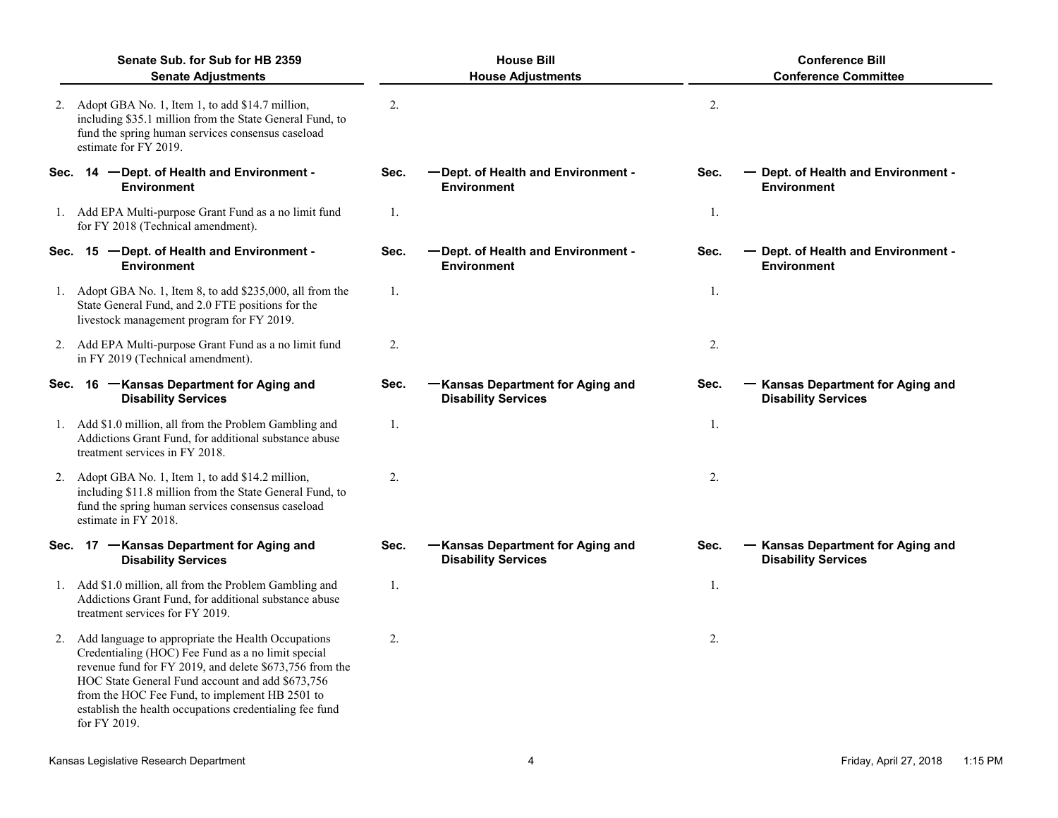| Senate Sub. for Sub for HB 2359<br>Senate Adjustments | House Bill<br>House Adjustments | Conference Bill<br>Conference Committee |
|---|---|---|
| 2. Adopt GBA No. 1, Item 1, to add $14.7 million, including $35.1 million from the State General Fund, to fund the spring human services consensus caseload estimate for FY 2019. | 2. | 2. |
| **Sec. 14 — Dept. of Health and Environment - Environment** | **Sec. — Dept. of Health and Environment - Environment** | **Sec. — Dept. of Health and Environment - Environment** |
| 1. Add EPA Multi-purpose Grant Fund as a no limit fund for FY 2018 (Technical amendment). | 1. | 1. |
| **Sec. 15 — Dept. of Health and Environment - Environment** | **Sec. — Dept. of Health and Environment - Environment** | **Sec. — Dept. of Health and Environment - Environment** |
| 1. Adopt GBA No. 1, Item 8, to add $235,000, all from the State General Fund, and 2.0 FTE positions for the livestock management program for FY 2019. | 1. | 1. |
| 2. Add EPA Multi-purpose Grant Fund as a no limit fund in FY 2019 (Technical amendment). | 2. | 2. |
| **Sec. 16 — Kansas Department for Aging and Disability Services** | **Sec. — Kansas Department for Aging and Disability Services** | **Sec. — Kansas Department for Aging and Disability Services** |
| 1. Add $1.0 million, all from the Problem Gambling and Addictions Grant Fund, for additional substance abuse treatment services in FY 2018. | 1. | 1. |
| 2. Adopt GBA No. 1, Item 1, to add $14.2 million, including $11.8 million from the State General Fund, to fund the spring human services consensus caseload estimate in FY 2018. | 2. | 2. |
| **Sec. 17 — Kansas Department for Aging and Disability Services** | **Sec. — Kansas Department for Aging and Disability Services** | **Sec. — Kansas Department for Aging and Disability Services** |
| 1. Add $1.0 million, all from the Problem Gambling and Addictions Grant Fund, for additional substance abuse treatment services for FY 2019. | 1. | 1. |
| 2. Add language to appropriate the Health Occupations Credentialing (HOC) Fee Fund as a no limit special revenue fund for FY 2019, and delete $673,756 from the HOC State General Fund account and add $673,756 from the HOC Fee Fund, to implement HB 2501 to establish the health occupations credentialing fee fund for FY 2019. | 2. | 2. |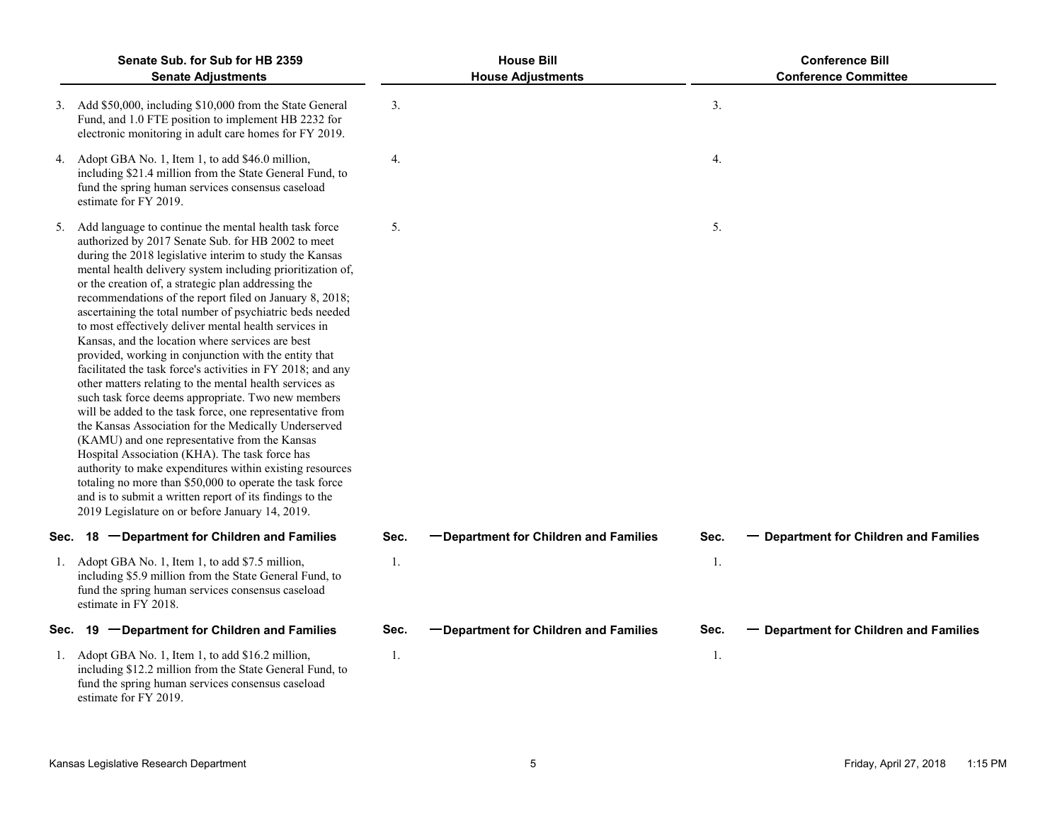| Senate Sub. for Sub for HB 2359<br>Senate Adjustments | House Bill<br>House Adjustments | Conference Bill<br>Conference Committee |
|---|---|---|
| 3. Add $50,000, including $10,000 from the State General Fund, and 1.0 FTE position to implement HB 2232 for electronic monitoring in adult care homes for FY 2019. | 3. | 3. |
| 4. Adopt GBA No. 1, Item 1, to add $46.0 million, including $21.4 million from the State General Fund, to fund the spring human services consensus caseload estimate for FY 2019. | 4. | 4. |
| 5. Add language to continue the mental health task force authorized by 2017 Senate Sub. for HB 2002 to meet during the 2018 legislative interim to study the Kansas mental health delivery system including prioritization of, or the creation of, a strategic plan addressing the recommendations of the report filed on January 8, 2018; ascertaining the total number of psychiatric beds needed to most effectively deliver mental health services in Kansas, and the location where services are best provided, working in conjunction with the entity that facilitated the task force's activities in FY 2018; and any other matters relating to the mental health services as such task force deems appropriate. Two new members will be added to the task force, one representative from the Kansas Association for the Medically Underserved (KAMU) and one representative from the Kansas Hospital Association (KHA). The task force has authority to make expenditures within existing resources totaling no more than $50,000 to operate the task force and is to submit a written report of its findings to the 2019 Legislature on or before January 14, 2019. | 5. | 5. |
| **Sec. 18 — Department for Children and Families** | **Sec. — Department for Children and Families** | **Sec. — Department for Children and Families** |
| 1. Adopt GBA No. 1, Item 1, to add $7.5 million, including $5.9 million from the State General Fund, to fund the spring human services consensus caseload estimate in FY 2018. | 1. | 1. |
| **Sec. 19 — Department for Children and Families** | **Sec. — Department for Children and Families** | **Sec. — Department for Children and Families** |
| 1. Adopt GBA No. 1, Item 1, to add $16.2 million, including $12.2 million from the State General Fund, to fund the spring human services consensus caseload estimate for FY 2019. | 1. | 1. |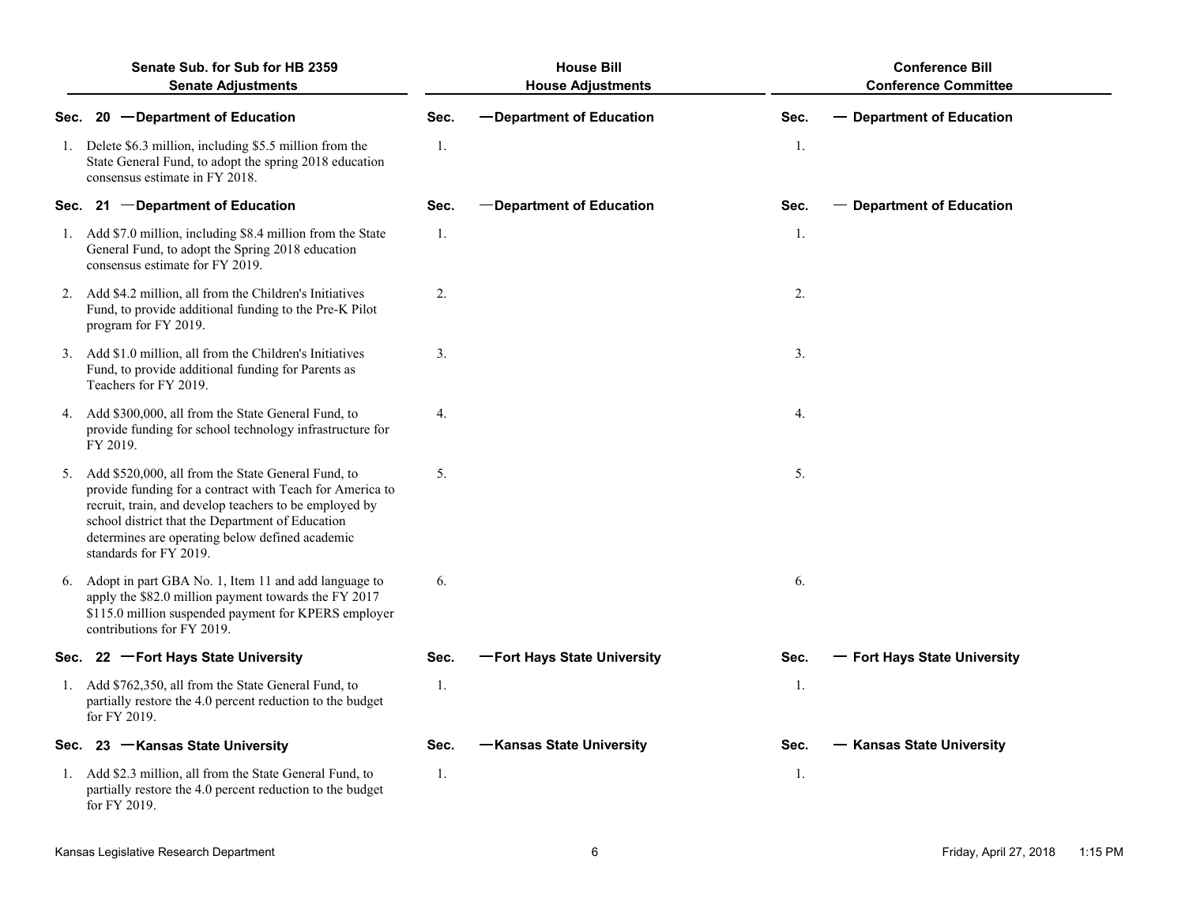| Senate Sub. for Sub for HB 2359<br>Senate Adjustments | House Bill<br>House Adjustments | Conference Bill<br>Conference Committee |
|---|---|---|
| **Sec. 20 — Department of Education** | **Sec. — Department of Education** | **Sec. — Department of Education** |
| 1. Delete $6.3 million, including $5.5 million from the State General Fund, to adopt the spring 2018 education consensus estimate in FY 2018. | 1. | 1. |
| **Sec. 21 — Department of Education** | **Sec. — Department of Education** | **Sec. — Department of Education** |
| 1. Add $7.0 million, including $8.4 million from the State General Fund, to adopt the Spring 2018 education consensus estimate for FY 2019. | 1. | 1. |
| 2. Add $4.2 million, all from the Children's Initiatives Fund, to provide additional funding to the Pre-K Pilot program for FY 2019. | 2. | 2. |
| 3. Add $1.0 million, all from the Children's Initiatives Fund, to provide additional funding for Parents as Teachers for FY 2019. | 3. | 3. |
| 4. Add $300,000, all from the State General Fund, to provide funding for school technology infrastructure for FY 2019. | 4. | 4. |
| 5. Add $520,000, all from the State General Fund, to provide funding for a contract with Teach for America to recruit, train, and develop teachers to be employed by school district that the Department of Education determines are operating below defined academic standards for FY 2019. | 5. | 5. |
| 6. Adopt in part GBA No. 1, Item 11 and add language to apply the $82.0 million payment towards the FY 2017 $115.0 million suspended payment for KPERS employer contributions for FY 2019. | 6. | 6. |
| **Sec. 22 — Fort Hays State University** | **Sec. — Fort Hays State University** | **Sec. — Fort Hays State University** |
| 1. Add $762,350, all from the State General Fund, to partially restore the 4.0 percent reduction to the budget for FY 2019. | 1. | 1. |
| **Sec. 23 — Kansas State University** | **Sec. — Kansas State University** | **Sec. — Kansas State University** |
| 1. Add $2.3 million, all from the State General Fund, to partially restore the 4.0 percent reduction to the budget for FY 2019. | 1. | 1. |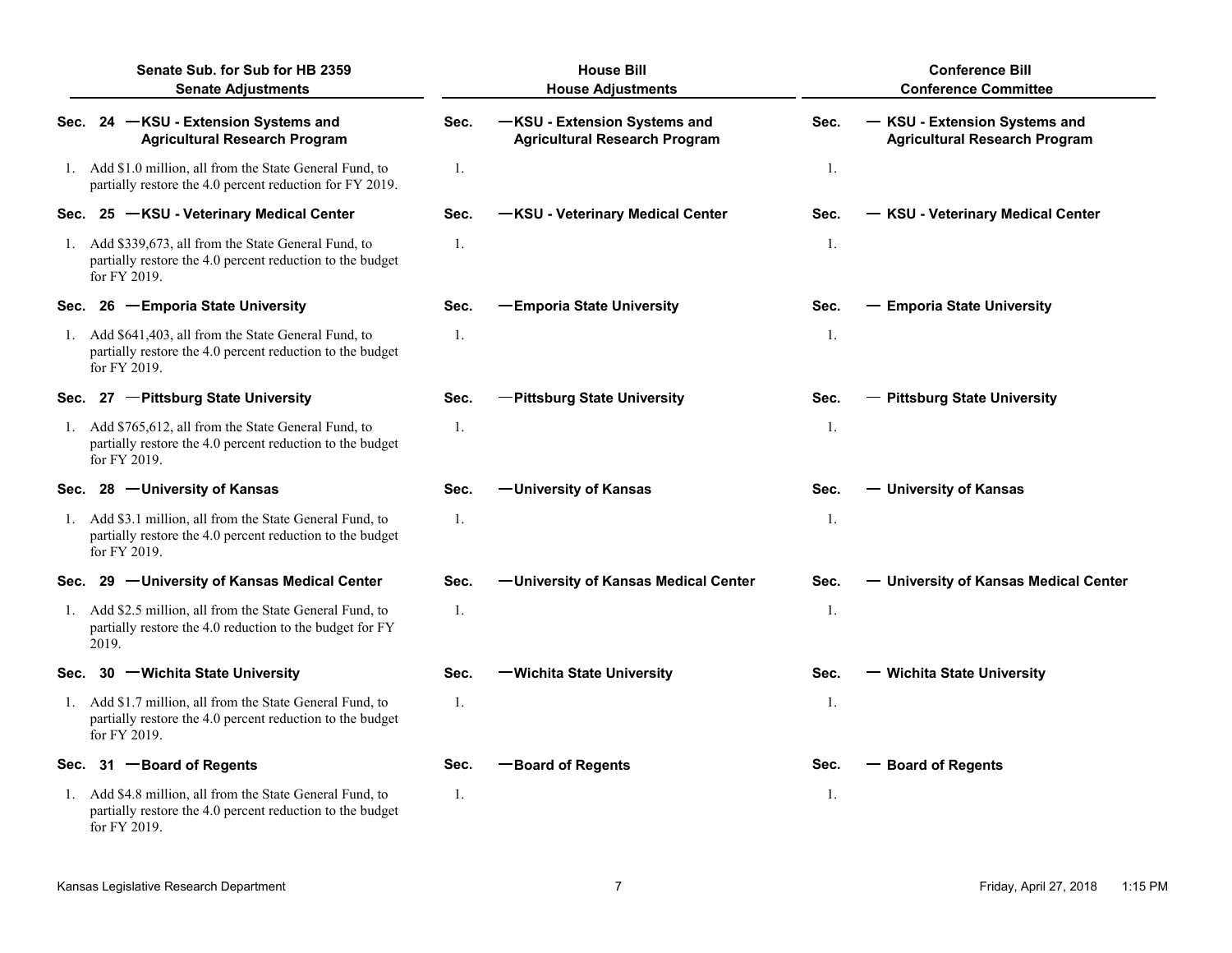| Senate Sub. for Sub for HB 2359<br>Senate Adjustments | House Bill<br>House Adjustments | Conference Bill<br>Conference Committee |
|---|---|---|
| **Sec. 24 — KSU - Extension Systems and Agricultural Research Program** | **Sec. — KSU - Extension Systems and Agricultural Research Program** | **Sec. — KSU - Extension Systems and Agricultural Research Program** |
| 1. Add $1.0 million, all from the State General Fund, to partially restore the 4.0 percent reduction for FY 2019. | 1. | 1. |
| **Sec. 25 — KSU - Veterinary Medical Center** | **Sec. — KSU - Veterinary Medical Center** | **Sec. — KSU - Veterinary Medical Center** |
| 1. Add $339,673, all from the State General Fund, to partially restore the 4.0 percent reduction to the budget for FY 2019. | 1. | 1. |
| **Sec. 26 — Emporia State University** | **Sec. — Emporia State University** | **Sec. — Emporia State University** |
| 1. Add $641,403, all from the State General Fund, to partially restore the 4.0 percent reduction to the budget for FY 2019. | 1. | 1. |
| **Sec. 27 — Pittsburg State University** | **Sec. — Pittsburg State University** | **Sec. — Pittsburg State University** |
| 1. Add $765,612, all from the State General Fund, to partially restore the 4.0 percent reduction to the budget for FY 2019. | 1. | 1. |
| **Sec. 28 — University of Kansas** | **Sec. — University of Kansas** | **Sec. — University of Kansas** |
| 1. Add $3.1 million, all from the State General Fund, to partially restore the 4.0 percent reduction to the budget for FY 2019. | 1. | 1. |
| **Sec. 29 — University of Kansas Medical Center** | **Sec. — University of Kansas Medical Center** | **Sec. — University of Kansas Medical Center** |
| 1. Add $2.5 million, all from the State General Fund, to partially restore the 4.0 reduction to the budget for FY 2019. | 1. | 1. |
| **Sec. 30 — Wichita State University** | **Sec. — Wichita State University** | **Sec. — Wichita State University** |
| 1. Add $1.7 million, all from the State General Fund, to partially restore the 4.0 percent reduction to the budget for FY 2019. | 1. | 1. |
| **Sec. 31 — Board of Regents** | **Sec. — Board of Regents** | **Sec. — Board of Regents** |
| 1. Add $4.8 million, all from the State General Fund, to partially restore the 4.0 percent reduction to the budget for FY 2019. | 1. | 1. |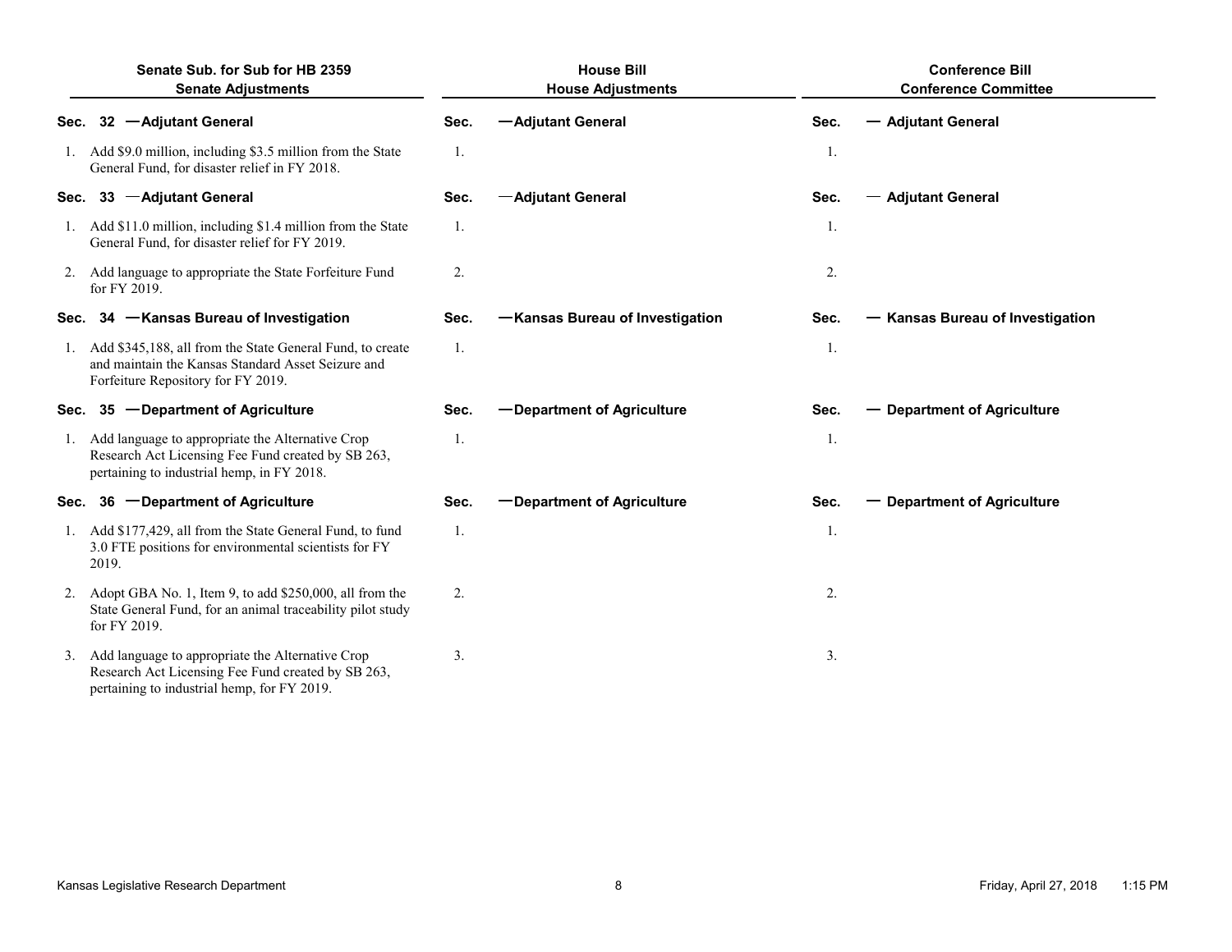| Senate Sub. for Sub for HB 2359<br>Senate Adjustments | House Bill<br>House Adjustments | Conference Bill<br>Conference Committee |
|---|---|---|
| **Sec. 32 —Adjutant General** | **Sec. —Adjutant General** | **Sec. — Adjutant General** |
| 1. Add $9.0 million, including $3.5 million from the State General Fund, for disaster relief in FY 2018. | 1. | 1. |
| **Sec. 33 —Adjutant General** | **Sec. —Adjutant General** | **Sec. — Adjutant General** |
| 1. Add $11.0 million, including $1.4 million from the State General Fund, for disaster relief for FY 2019. | 1. | 1. |
| 2. Add language to appropriate the State Forfeiture Fund for FY 2019. | 2. | 2. |
| **Sec. 34 —Kansas Bureau of Investigation** | **Sec. —Kansas Bureau of Investigation** | **Sec. — Kansas Bureau of Investigation** |
| 1. Add $345,188, all from the State General Fund, to create and maintain the Kansas Standard Asset Seizure and Forfeiture Repository for FY 2019. | 1. | 1. |
| **Sec. 35 —Department of Agriculture** | **Sec. —Department of Agriculture** | **Sec. — Department of Agriculture** |
| 1. Add language to appropriate the Alternative Crop Research Act Licensing Fee Fund created by SB 263, pertaining to industrial hemp, in FY 2018. | 1. | 1. |
| **Sec. 36 —Department of Agriculture** | **Sec. —Department of Agriculture** | **Sec. — Department of Agriculture** |
| 1. Add $177,429, all from the State General Fund, to fund 3.0 FTE positions for environmental scientists for FY 2019. | 1. | 1. |
| 2. Adopt GBA No. 1, Item 9, to add $250,000, all from the State General Fund, for an animal traceability pilot study for FY 2019. | 2. | 2. |
| 3. Add language to appropriate the Alternative Crop Research Act Licensing Fee Fund created by SB 263, pertaining to industrial hemp, for FY 2019. | 3. | 3. |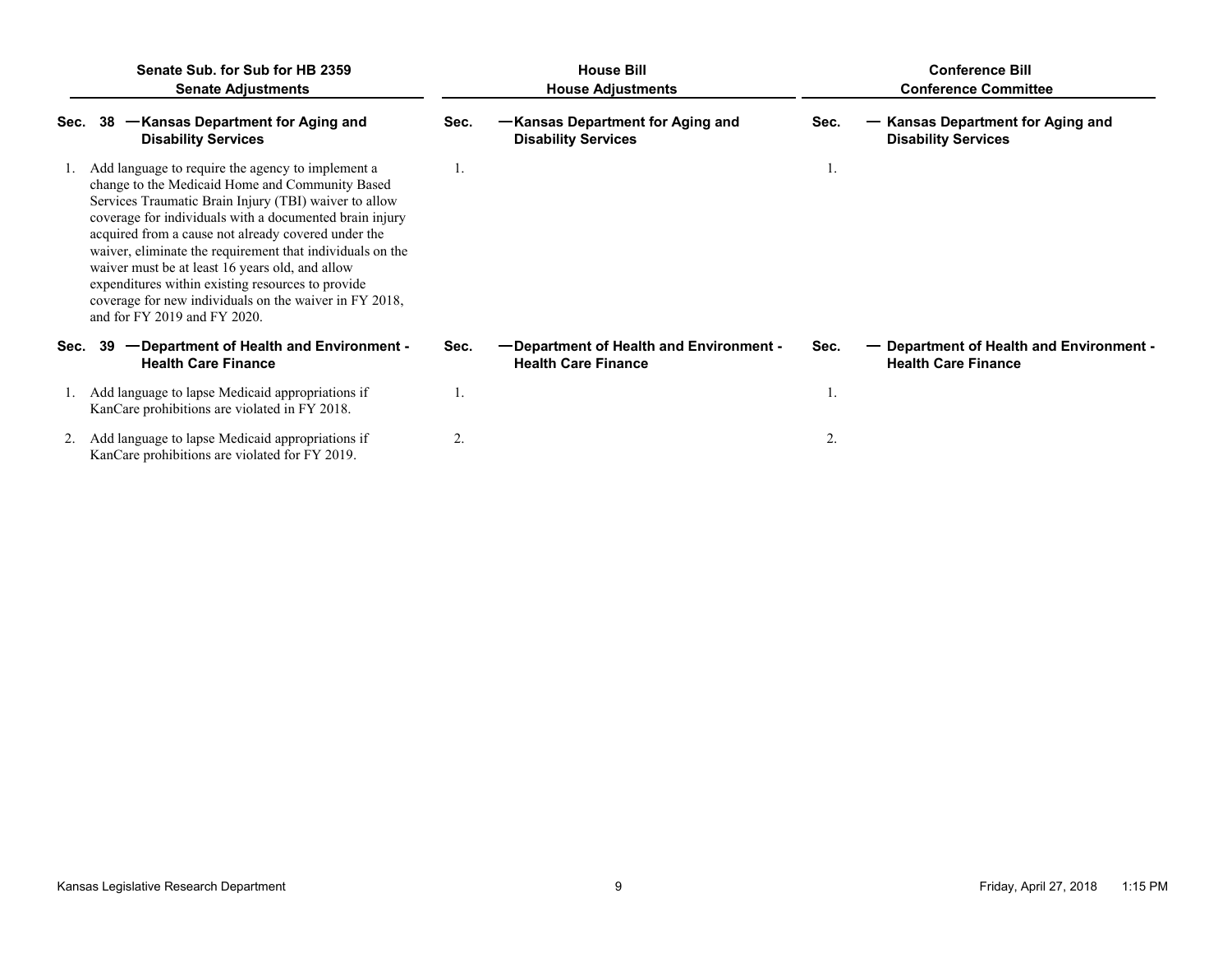| Senate Sub. for Sub for HB 2359<br>Senate Adjustments | House Bill<br>House Adjustments | Conference Bill<br>Conference Committee |
|---|---|---|
| **Sec. 38 — Kansas Department for Aging and Disability Services** | **Sec. — Kansas Department for Aging and Disability Services** | **Sec. — Kansas Department for Aging and Disability Services** |
| 1. Add language to require the agency to implement a change to the Medicaid Home and Community Based Services Traumatic Brain Injury (TBI) waiver to allow coverage for individuals with a documented brain injury acquired from a cause not already covered under the waiver, eliminate the requirement that individuals on the waiver must be at least 16 years old, and allow expenditures within existing resources to provide coverage for new individuals on the waiver in FY 2018, and for FY 2019 and FY 2020. | 1. | 1. |
| **Sec. 39 — Department of Health and Environment - Health Care Finance** | **Sec. — Department of Health and Environment - Health Care Finance** | **Sec. — Department of Health and Environment - Health Care Finance** |
| 1. Add language to lapse Medicaid appropriations if KanCare prohibitions are violated in FY 2018. | 1. | 1. |
| 2. Add language to lapse Medicaid appropriations if KanCare prohibitions are violated for FY 2019. | 2. | 2. |